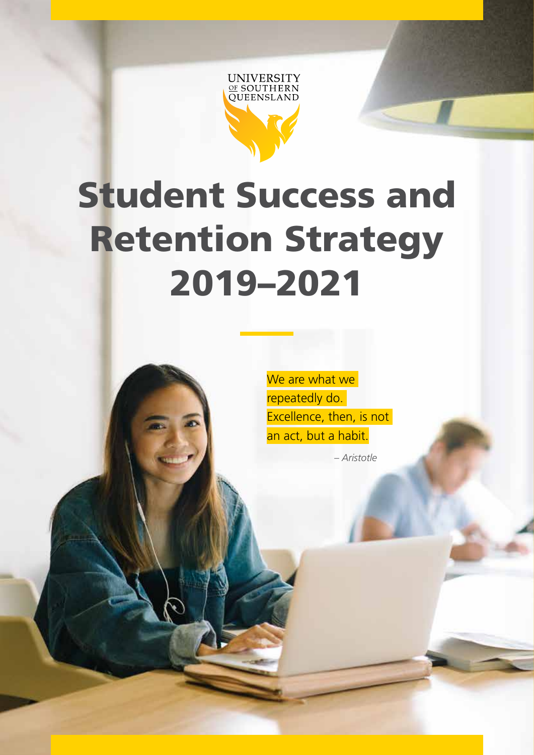UNIVERSITY OF SOUTHERN QUEENSLAND

# Student Success and Retention Strategy 2019–2021

We are what we repeatedly do. Excellence, then, is not an act, but a habit.

*– Aristotle*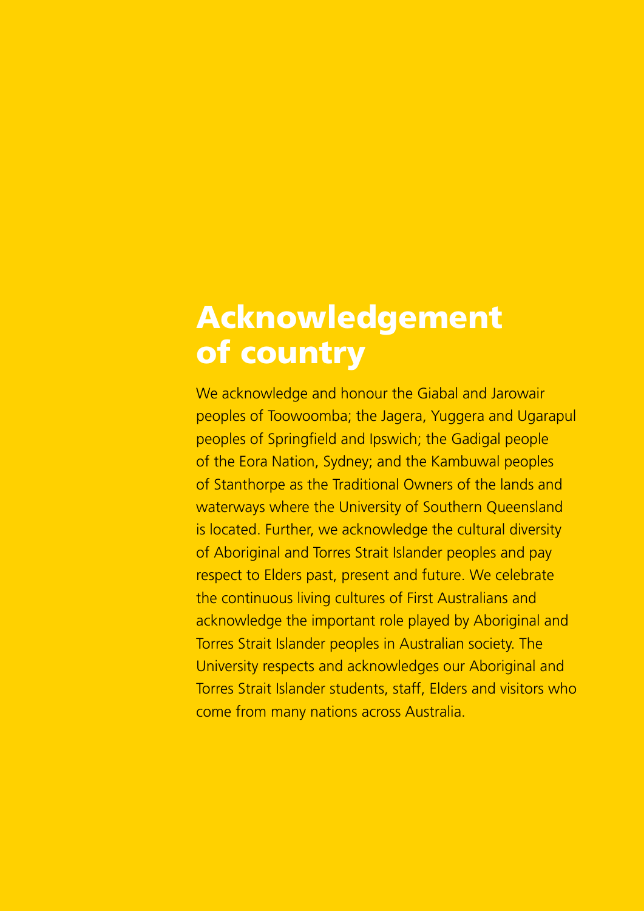# Acknowledgement of country

We acknowledge and honour the Giabal and Jarowair peoples of Toowoomba; the Jagera, Yuggera and Ugarapul peoples of Springfield and Ipswich; the Gadigal people of the Eora Nation, Sydney; and the Kambuwal peoples of Stanthorpe as the Traditional Owners of the lands and waterways where the University of Southern Queensland is located. Further, we acknowledge the cultural diversity of Aboriginal and Torres Strait Islander peoples and pay respect to Elders past, present and future. We celebrate the continuous living cultures of First Australians and acknowledge the important role played by Aboriginal and Torres Strait Islander peoples in Australian society. The University respects and acknowledges our Aboriginal and Torres Strait Islander students, staff, Elders and visitors who come from many nations across Australia.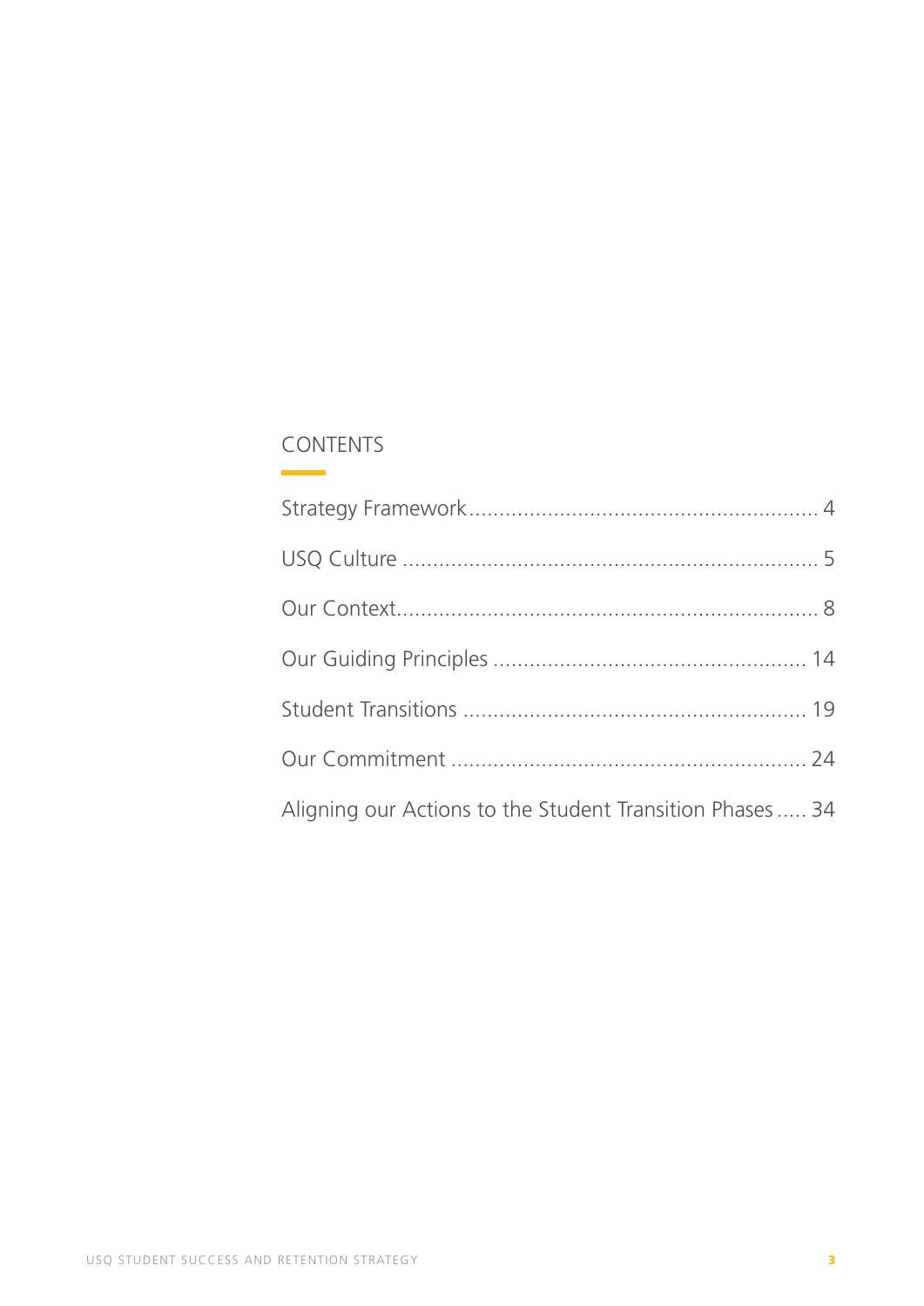# CONTENTS

Strategy Framework........................................................ 4

USQ Culture .................................................................... 5

Our Context..................................................................... 8

Our Guiding Principles .................................................. 14

Student Transitions ........................................................ 19

Our Commitment ........................................................... 24

Aligning our Actions to the Student Transition Phases ..... 34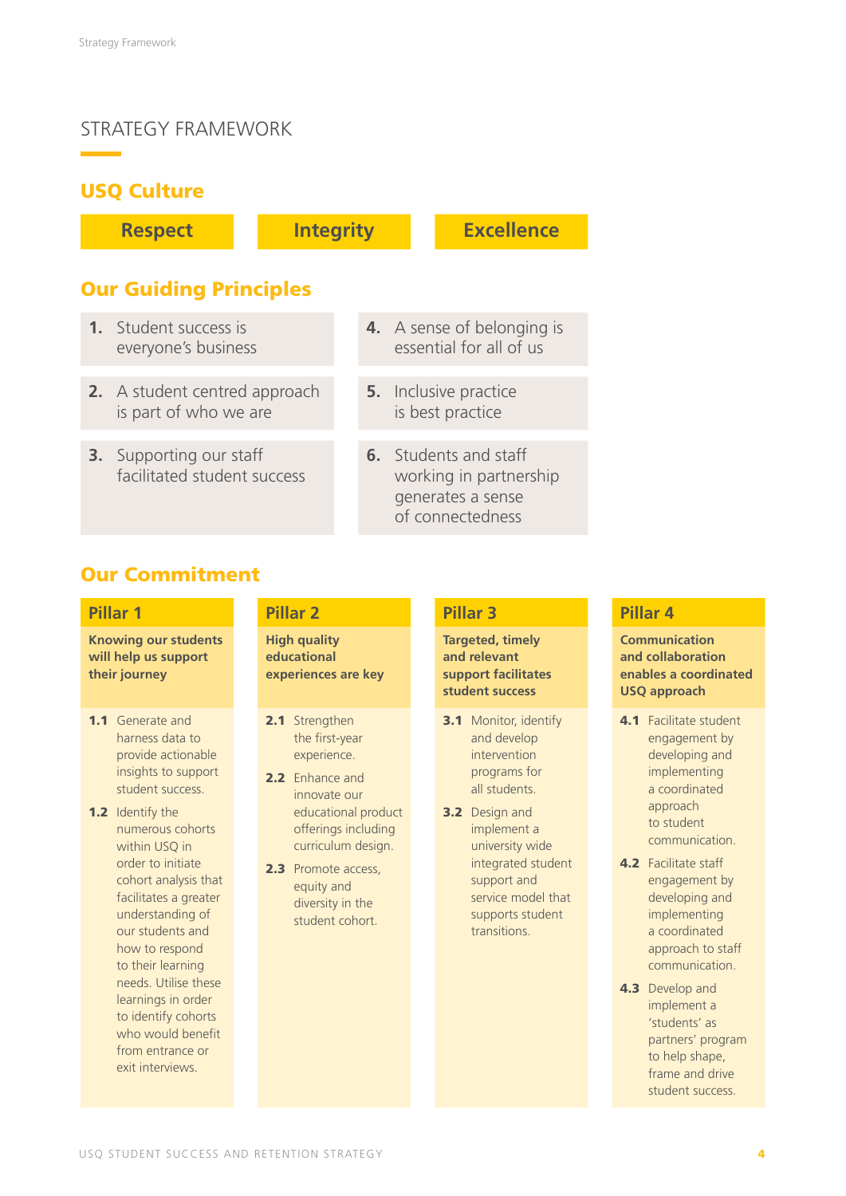# STRATEGY FRAMEWORK

## USQ Culture

- **Respect**
- **Integrity**
- **Excellence**

## Our Guiding Principles

1. Student success is everyone's business
2. A student centred approach is part of who we are
3. Supporting our staff facilitated student success
4. A sense of belonging is essential for all of us
5. Inclusive practice is best practice
6. Students and staff working in partnership generates a sense of connectedness

## Our Commitment

### Pillar 1

**Knowing our students will help us support their journey**

**1.1** Generate and harness data to provide actionable insights to support student success.

**1.2** Identify the numerous cohorts within USQ in order to initiate cohort analysis that facilitates a greater understanding of our students and how to respond to their learning needs. Utilise these learnings in order to identify cohorts who would benefit from entrance or exit interviews.

### Pillar 2

**High quality educational experiences are key**

**2.1** Strengthen the first-year experience.

**2.2** Enhance and innovate our educational product offerings including curriculum design.

**2.3** Promote access, equity and diversity in the student cohort.

### Pillar 3

**Targeted, timely and relevant support facilitates student success**

**3.1** Monitor, identify and develop intervention programs for all students.

**3.2** Design and implement a university wide integrated student support and service model that supports student transitions.

### Pillar 4

**Communication and collaboration enables a coordinated USQ approach**

**4.1** Facilitate student engagement by developing and implementing a coordinated approach to student communication.

**4.2** Facilitate staff engagement by developing and implementing a coordinated approach to staff communication.

**4.3** Develop and implement a 'students' as partners' program to help shape, frame and drive student success.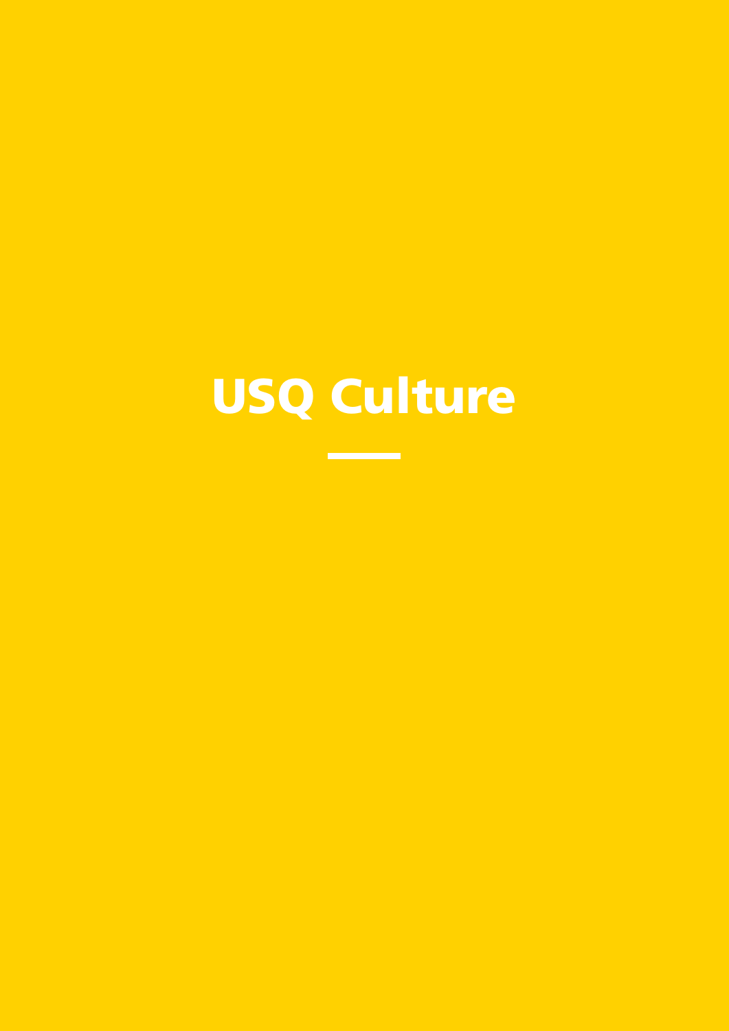# USQ Culture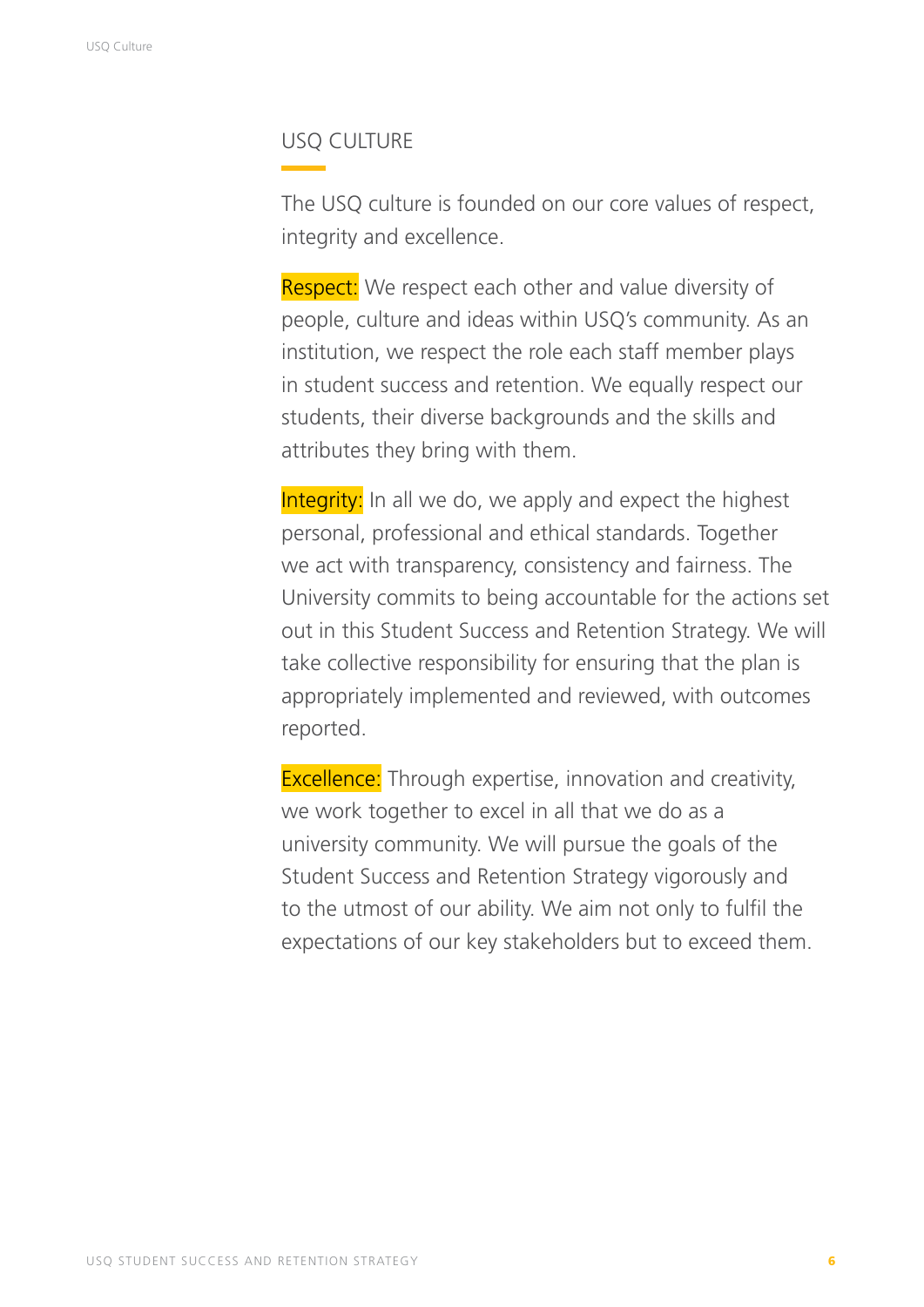## USQ CULTURE

The USQ culture is founded on our core values of respect, integrity and excellence.

**Respect:** We respect each other and value diversity of people, culture and ideas within USQ's community. As an institution, we respect the role each staff member plays in student success and retention. We equally respect our students, their diverse backgrounds and the skills and attributes they bring with them.

**Integrity:** In all we do, we apply and expect the highest personal, professional and ethical standards. Together we act with transparency, consistency and fairness. The University commits to being accountable for the actions set out in this Student Success and Retention Strategy. We will take collective responsibility for ensuring that the plan is appropriately implemented and reviewed, with outcomes reported.

**Excellence:** Through expertise, innovation and creativity, we work together to excel in all that we do as a university community. We will pursue the goals of the Student Success and Retention Strategy vigorously and to the utmost of our ability. We aim not only to fulfil the expectations of our key stakeholders but to exceed them.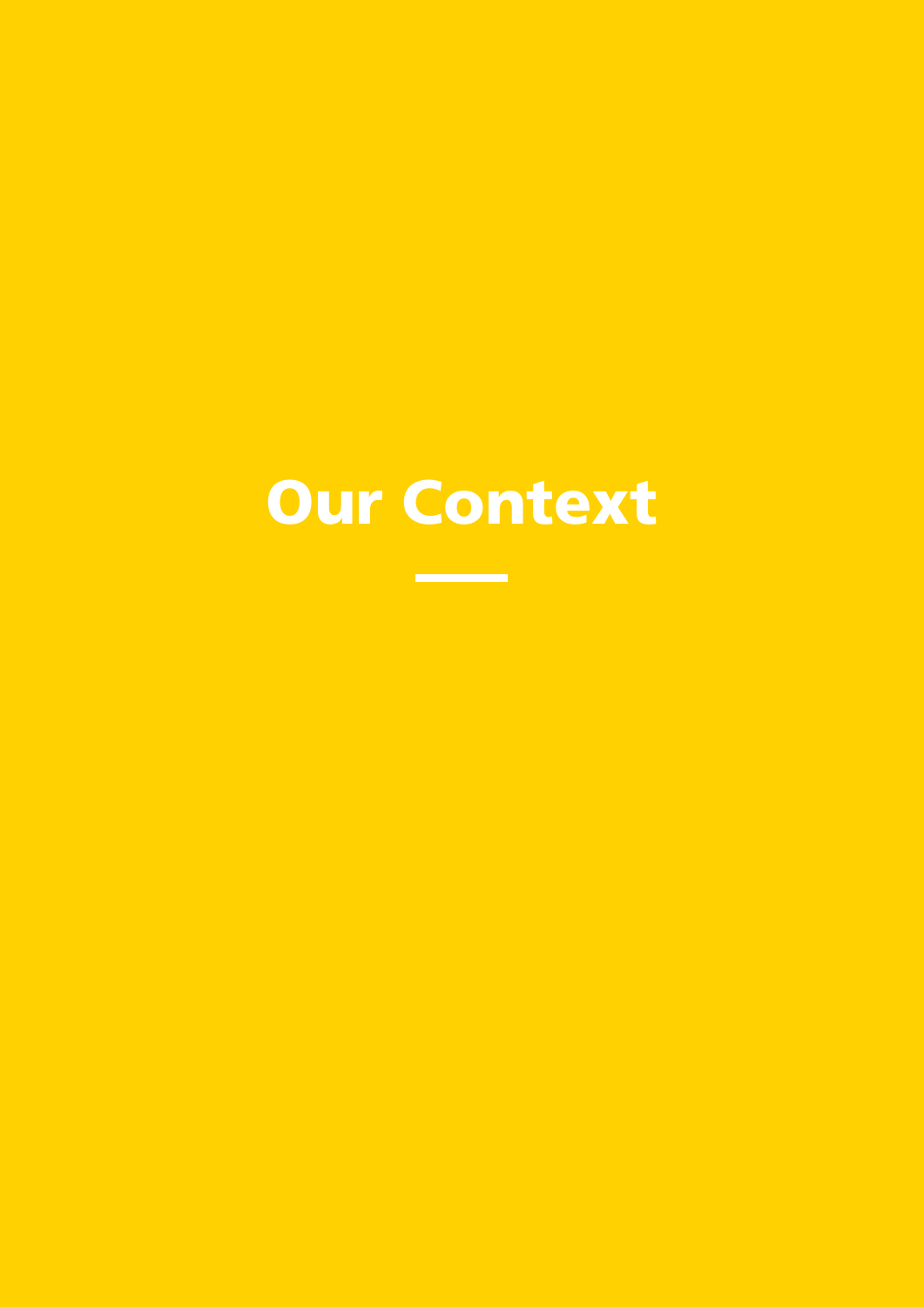# Our Context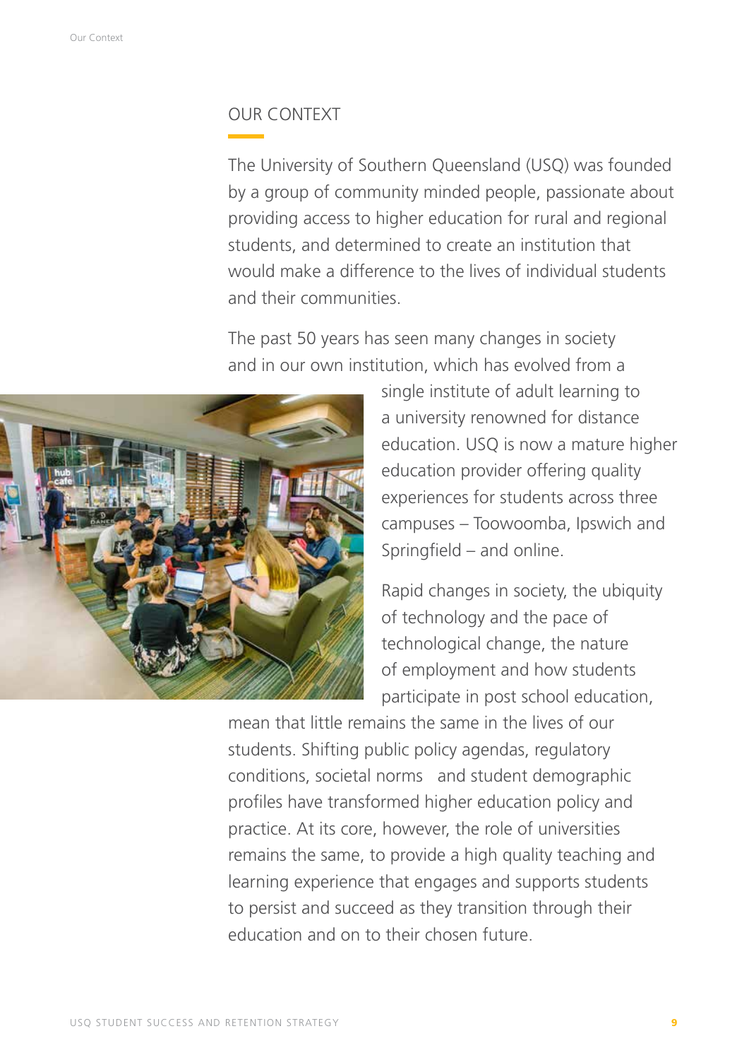## OUR CONTEXT

The University of Southern Queensland (USQ) was founded by a group of community minded people, passionate about providing access to higher education for rural and regional students, and determined to create an institution that would make a difference to the lives of individual students and their communities.

The past 50 years has seen many changes in society and in our own institution, which has evolved from a single institute of adult learning to a university renowned for distance education. USQ is now a mature higher education provider offering quality experiences for students across three campuses – Toowoomba, Ipswich and Springfield – and online.

Rapid changes in society, the ubiquity of technology and the pace of technological change, the nature of employment and how students participate in post school education, mean that little remains the same in the lives of our students. Shifting public policy agendas, regulatory conditions, societal norms and student demographic profiles have transformed higher education policy and practice. At its core, however, the role of universities remains the same, to provide a high quality teaching and learning experience that engages and supports students to persist and succeed as they transition through their education and on to their chosen future.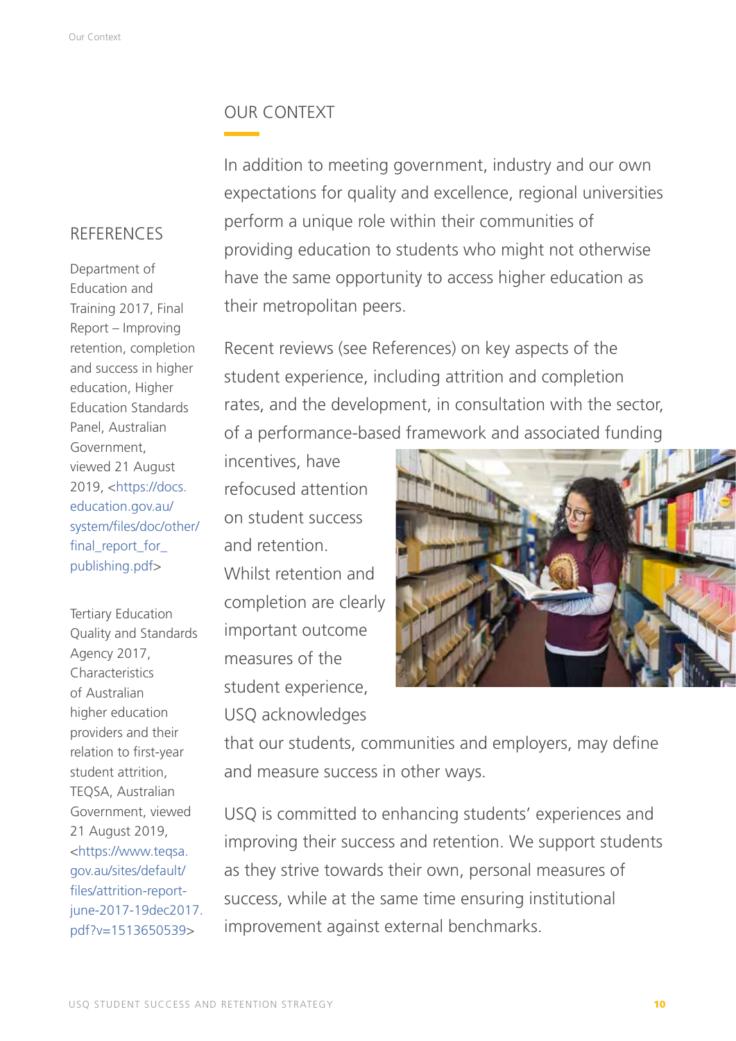## OUR CONTEXT

In addition to meeting government, industry and our own expectations for quality and excellence, regional universities perform a unique role within their communities of providing education to students who might not otherwise have the same opportunity to access higher education as their metropolitan peers.

Recent reviews (see References) on key aspects of the student experience, including attrition and completion rates, and the development, in consultation with the sector, of a performance-based framework and associated funding incentives, have refocused attention on student success and retention. Whilst retention and completion are clearly important outcome measures of the student experience, USQ acknowledges that our students, communities and employers, may define and measure success in other ways.

USQ is committed to enhancing students' experiences and improving their success and retention. We support students as they strive towards their own, personal measures of success, while at the same time ensuring institutional improvement against external benchmarks.

### REFERENCES

Department of Education and Training 2017, Final Report – Improving retention, completion and success in higher education, Higher Education Standards Panel, Australian Government, viewed 21 August 2019, <https://docs.education.gov.au/system/files/doc/other/final_report_for_publishing.pdf>

Tertiary Education Quality and Standards Agency 2017, Characteristics of Australian higher education providers and their relation to first-year student attrition, TEQSA, Australian Government, viewed 21 August 2019, <https://www.teqsa.gov.au/sites/default/files/attrition-report-june-2017-19dec2017.pdf?v=1513650539>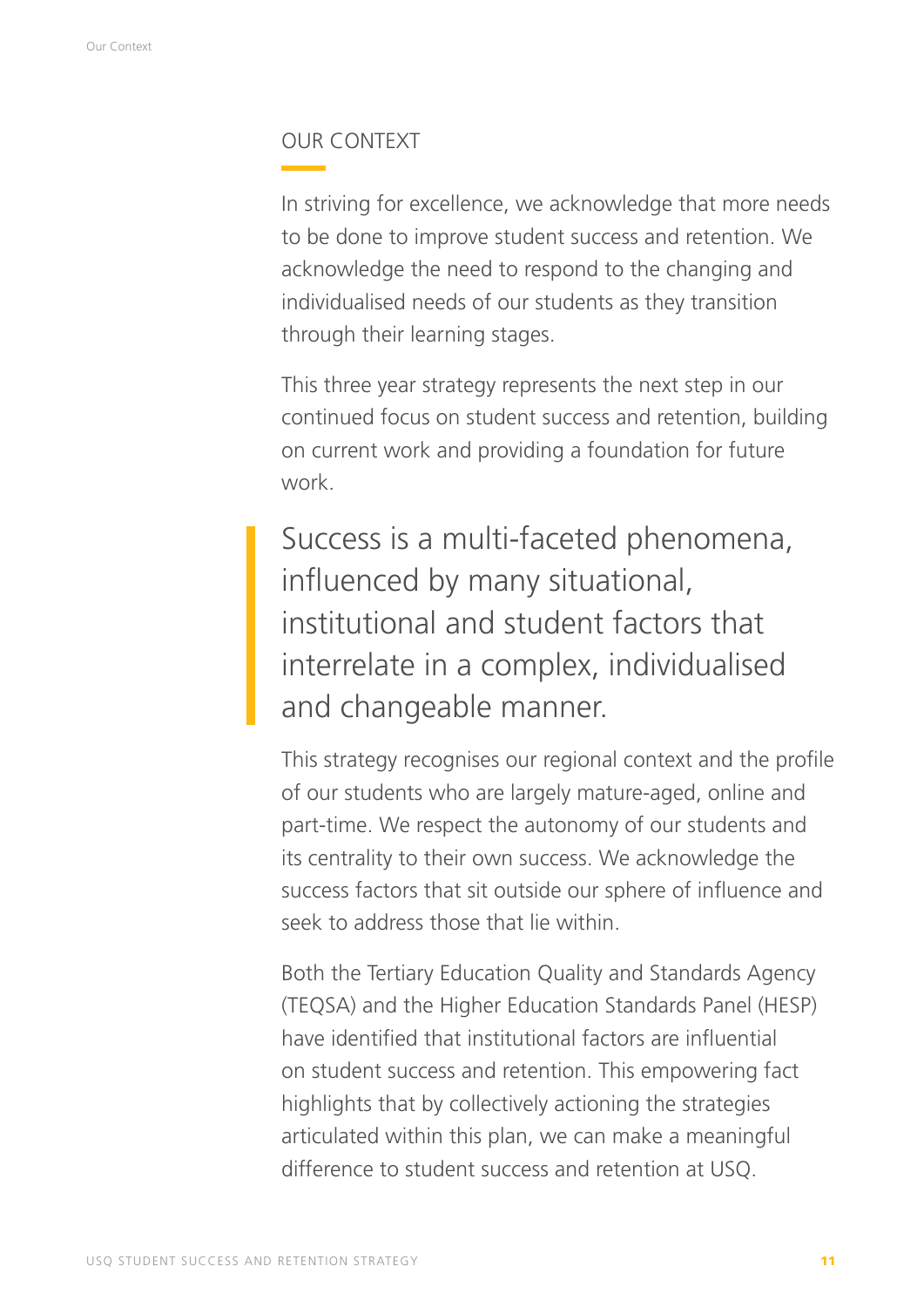## OUR CONTEXT

In striving for excellence, we acknowledge that more needs to be done to improve student success and retention. We acknowledge the need to respond to the changing and individualised needs of our students as they transition through their learning stages.

This three year strategy represents the next step in our continued focus on student success and retention, building on current work and providing a foundation for future work.

> Success is a multi-faceted phenomena, influenced by many situational, institutional and student factors that interrelate in a complex, individualised and changeable manner.

This strategy recognises our regional context and the profile of our students who are largely mature-aged, online and part-time. We respect the autonomy of our students and its centrality to their own success. We acknowledge the success factors that sit outside our sphere of influence and seek to address those that lie within.

Both the Tertiary Education Quality and Standards Agency (TEQSA) and the Higher Education Standards Panel (HESP) have identified that institutional factors are influential on student success and retention. This empowering fact highlights that by collectively actioning the strategies articulated within this plan, we can make a meaningful difference to student success and retention at USQ.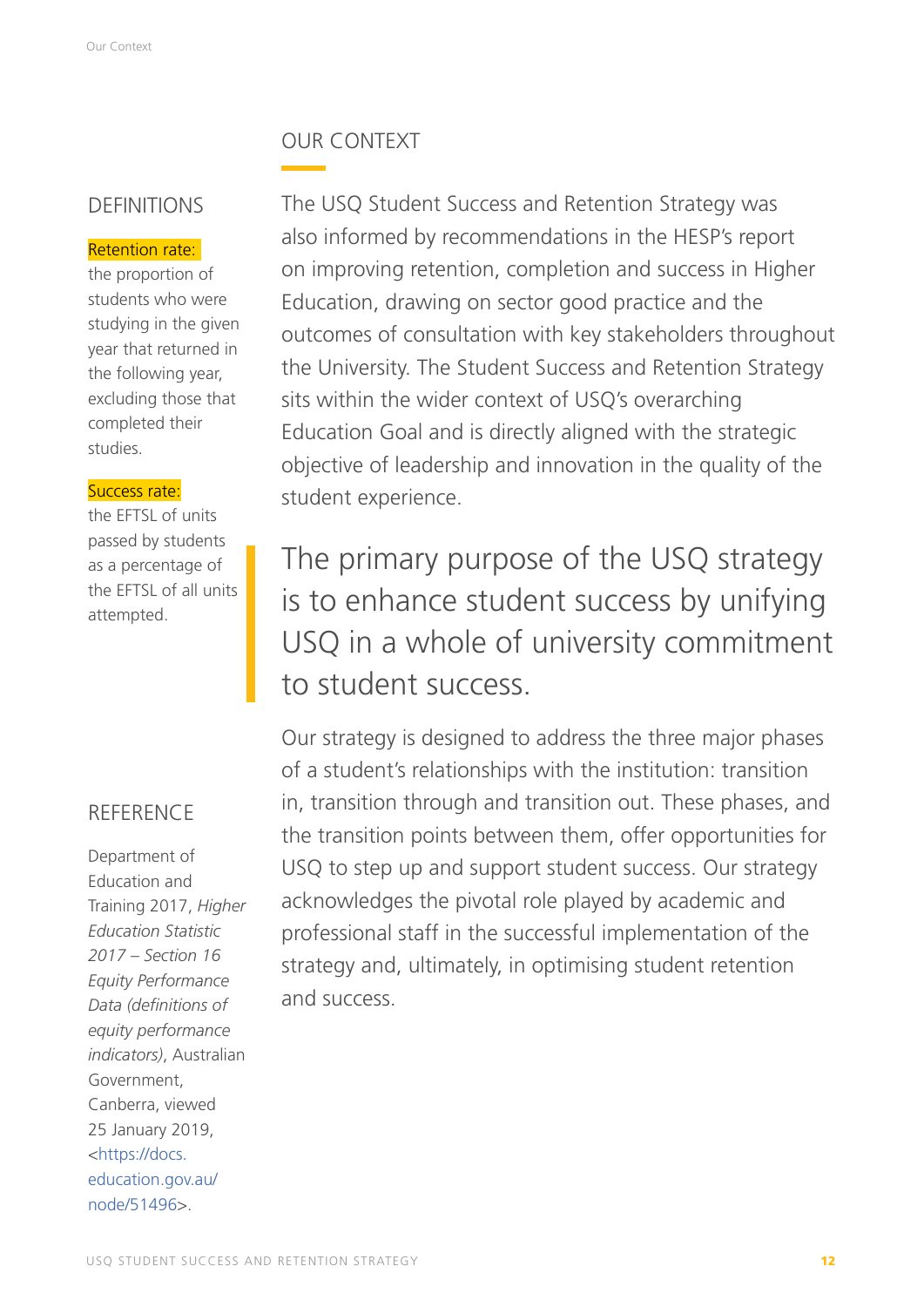## OUR CONTEXT

The USQ Student Success and Retention Strategy was also informed by recommendations in the HESP's report on improving retention, completion and success in Higher Education, drawing on sector good practice and the outcomes of consultation with key stakeholders throughout the University. The Student Success and Retention Strategy sits within the wider context of USQ's overarching Education Goal and is directly aligned with the strategic objective of leadership and innovation in the quality of the student experience.

> The primary purpose of the USQ strategy is to enhance student success by unifying USQ in a whole of university commitment to student success.

Our strategy is designed to address the three major phases of a student's relationships with the institution: transition in, transition through and transition out. These phases, and the transition points between them, offer opportunities for USQ to step up and support student success. Our strategy acknowledges the pivotal role played by academic and professional staff in the successful implementation of the strategy and, ultimately, in optimising student retention and success.

### DEFINITIONS

**Retention rate:** the proportion of students who were studying in the given year that returned in the following year, excluding those that completed their studies.

**Success rate:** the EFTSL of units passed by students as a percentage of the EFTSL of all units attempted.

### REFERENCE

Department of Education and Training 2017, *Higher Education Statistic 2017 – Section 16 Equity Performance Data (definitions of equity performance indicators)*, Australian Government, Canberra, viewed 25 January 2019, <https://docs.education.gov.au/node/51496>.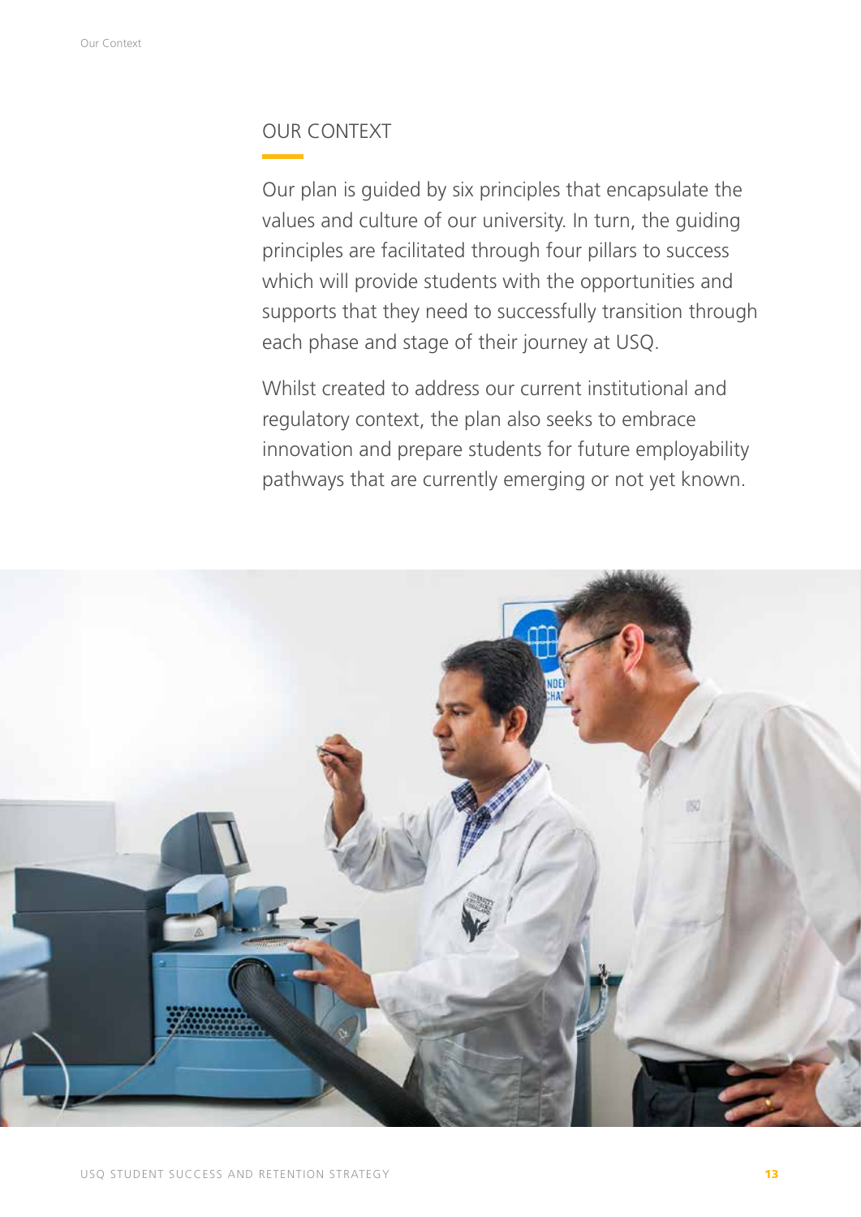## OUR CONTEXT

Our plan is guided by six principles that encapsulate the values and culture of our university. In turn, the guiding principles are facilitated through four pillars to success which will provide students with the opportunities and supports that they need to successfully transition through each phase and stage of their journey at USQ.

Whilst created to address our current institutional and regulatory context, the plan also seeks to embrace innovation and prepare students for future employability pathways that are currently emerging or not yet known.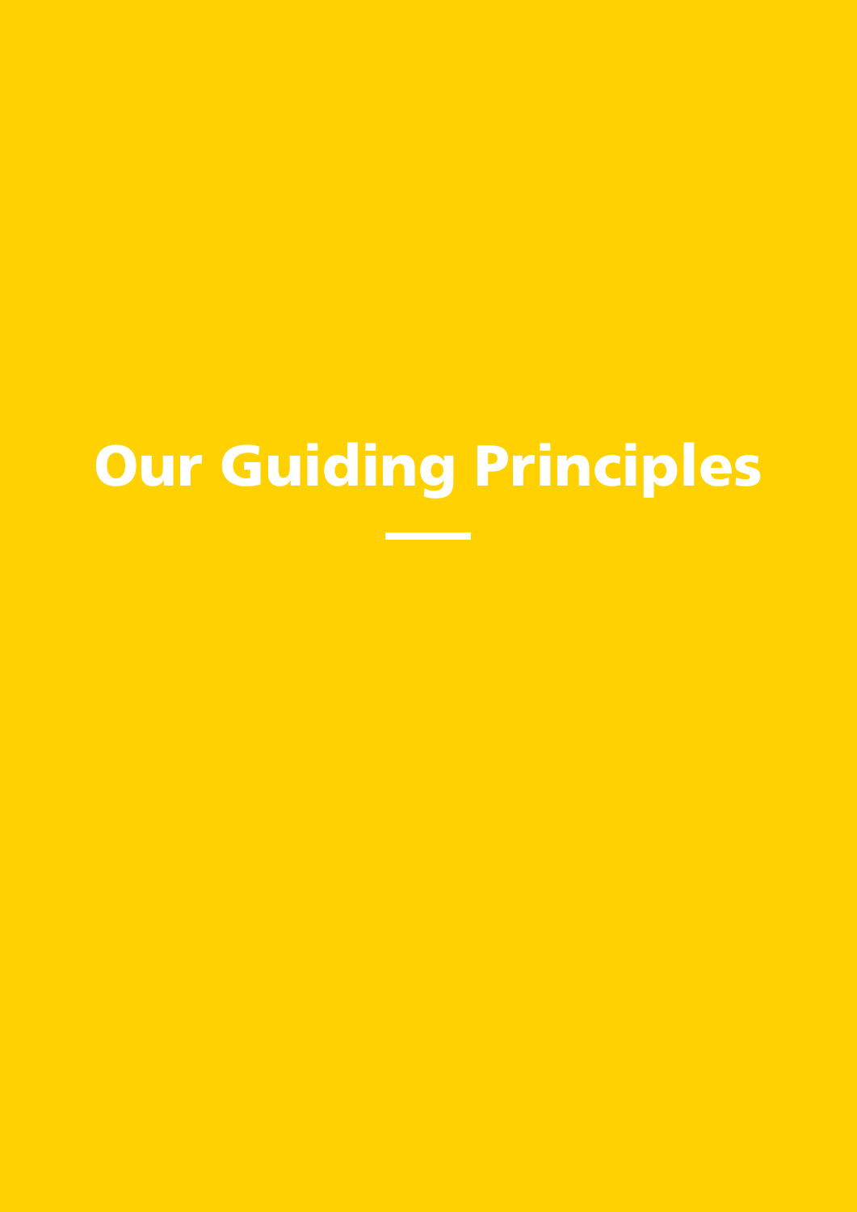# Our Guiding Principles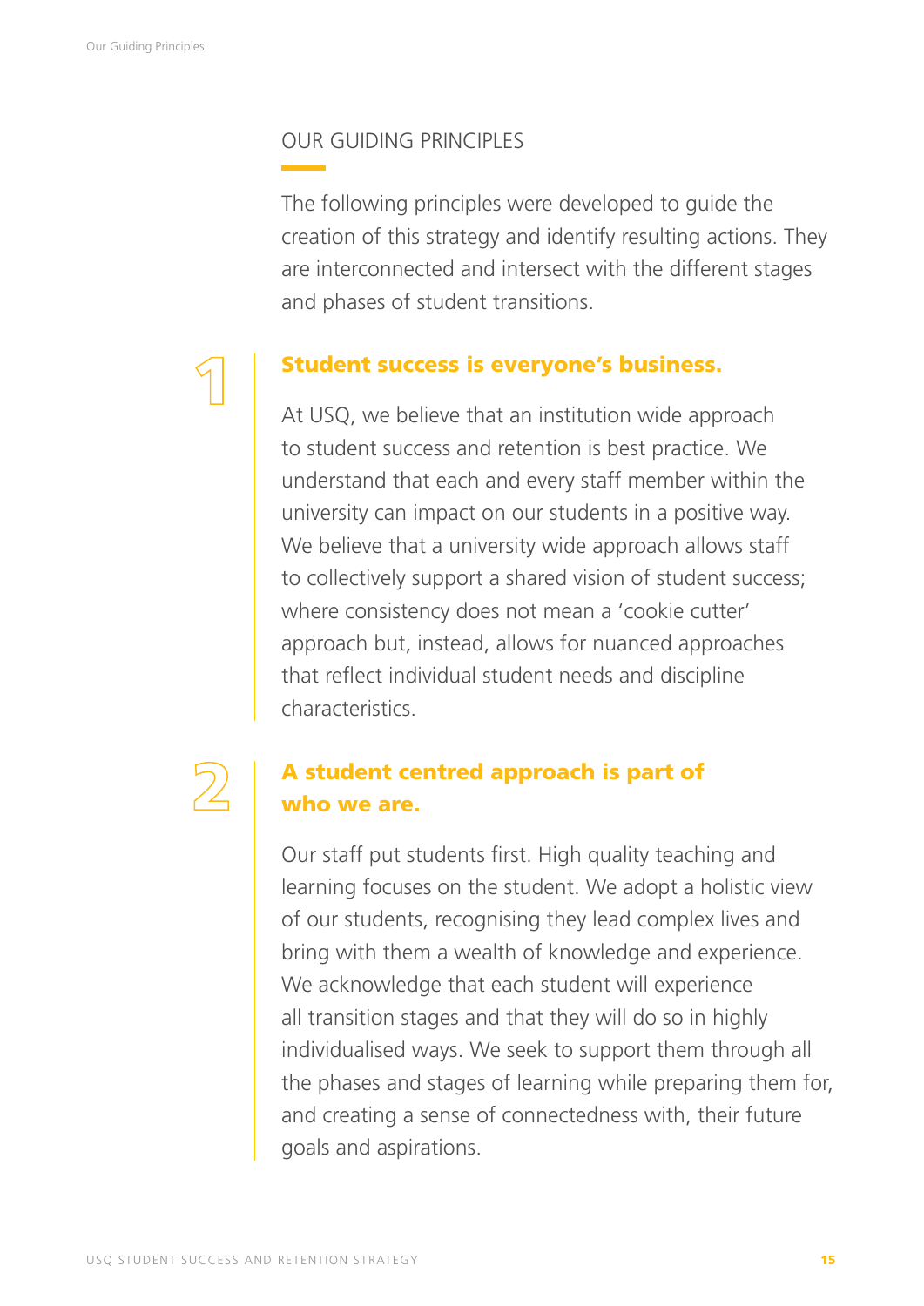## OUR GUIDING PRINCIPLES

The following principles were developed to guide the creation of this strategy and identify resulting actions. They are interconnected and intersect with the different stages and phases of student transitions.

### 1 Student success is everyone's business.

At USQ, we believe that an institution wide approach to student success and retention is best practice. We understand that each and every staff member within the university can impact on our students in a positive way. We believe that a university wide approach allows staff to collectively support a shared vision of student success; where consistency does not mean a 'cookie cutter' approach but, instead, allows for nuanced approaches that reflect individual student needs and discipline characteristics.

### 2 A student centred approach is part of who we are.

Our staff put students first. High quality teaching and learning focuses on the student. We adopt a holistic view of our students, recognising they lead complex lives and bring with them a wealth of knowledge and experience. We acknowledge that each student will experience all transition stages and that they will do so in highly individualised ways. We seek to support them through all the phases and stages of learning while preparing them for, and creating a sense of connectedness with, their future goals and aspirations.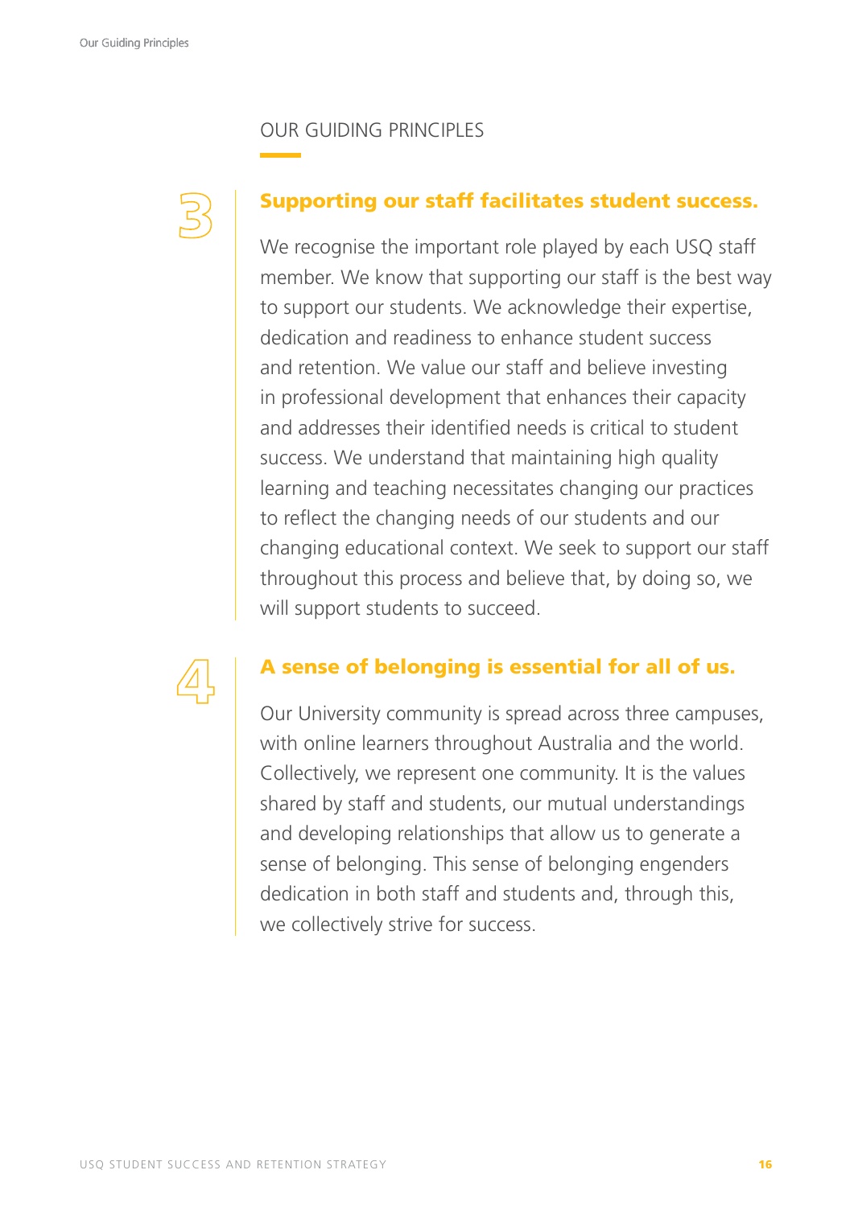## OUR GUIDING PRINCIPLES

### 3 Supporting our staff facilitates student success.

We recognise the important role played by each USQ staff member. We know that supporting our staff is the best way to support our students. We acknowledge their expertise, dedication and readiness to enhance student success and retention. We value our staff and believe investing in professional development that enhances their capacity and addresses their identified needs is critical to student success. We understand that maintaining high quality learning and teaching necessitates changing our practices to reflect the changing needs of our students and our changing educational context. We seek to support our staff throughout this process and believe that, by doing so, we will support students to succeed.

### 4 A sense of belonging is essential for all of us.

Our University community is spread across three campuses, with online learners throughout Australia and the world. Collectively, we represent one community. It is the values shared by staff and students, our mutual understandings and developing relationships that allow us to generate a sense of belonging. This sense of belonging engenders dedication in both staff and students and, through this, we collectively strive for success.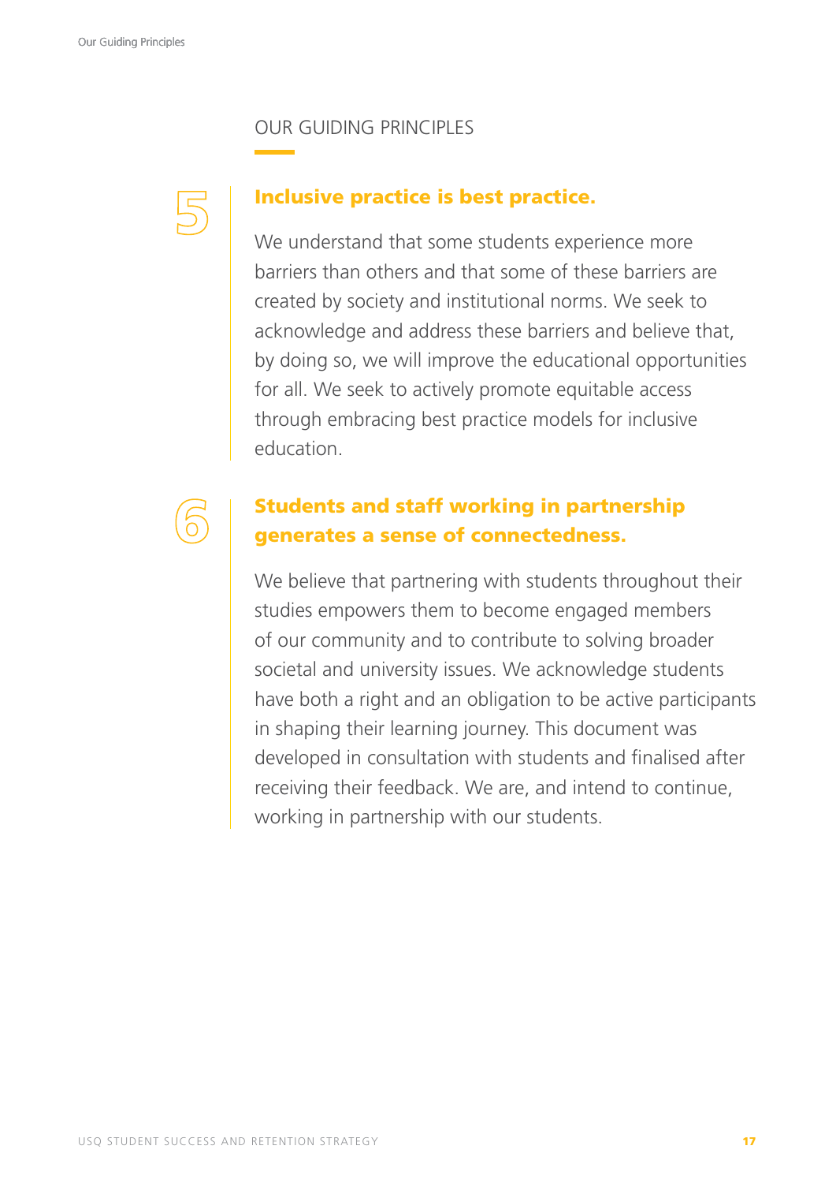## OUR GUIDING PRINCIPLES

### 5 Inclusive practice is best practice.

We understand that some students experience more barriers than others and that some of these barriers are created by society and institutional norms. We seek to acknowledge and address these barriers and believe that, by doing so, we will improve the educational opportunities for all. We seek to actively promote equitable access through embracing best practice models for inclusive education.

### 6 Students and staff working in partnership generates a sense of connectedness.

We believe that partnering with students throughout their studies empowers them to become engaged members of our community and to contribute to solving broader societal and university issues. We acknowledge students have both a right and an obligation to be active participants in shaping their learning journey. This document was developed in consultation with students and finalised after receiving their feedback. We are, and intend to continue, working in partnership with our students.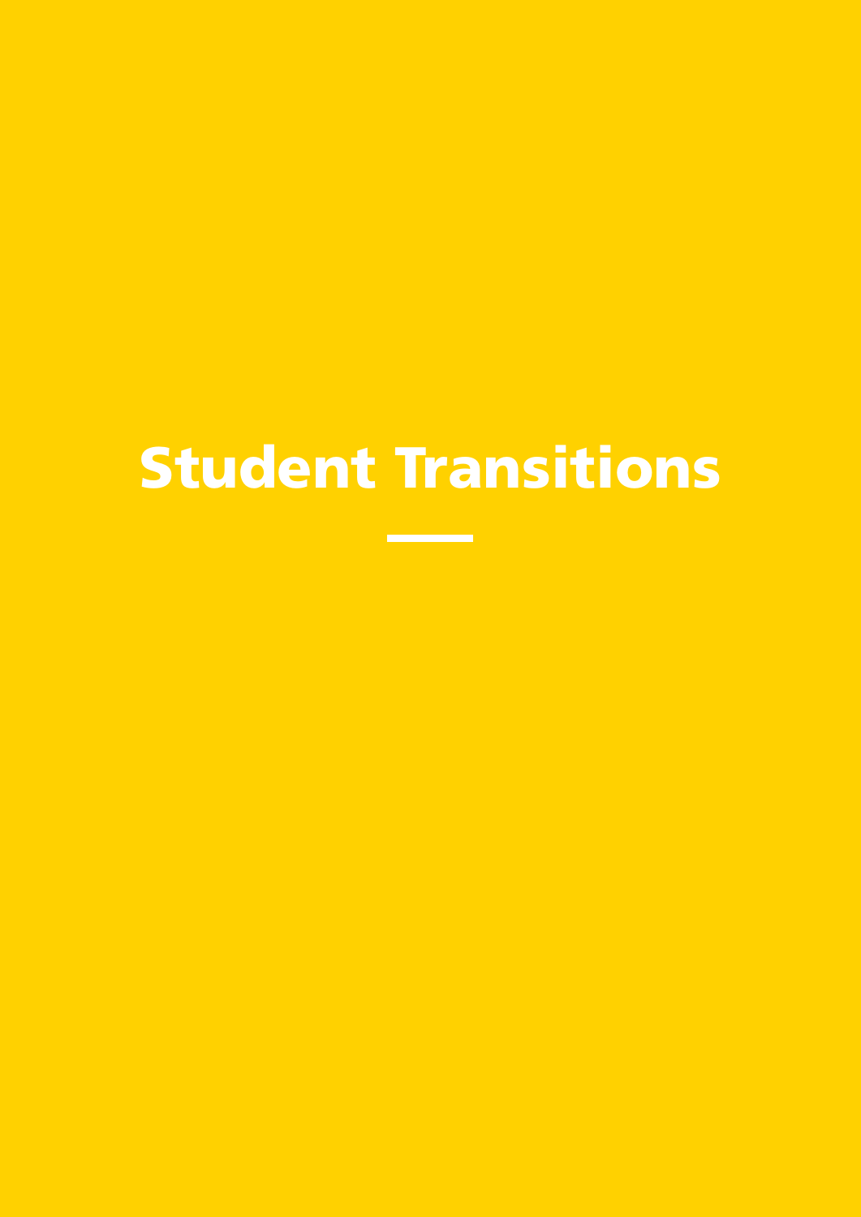# Student Transitions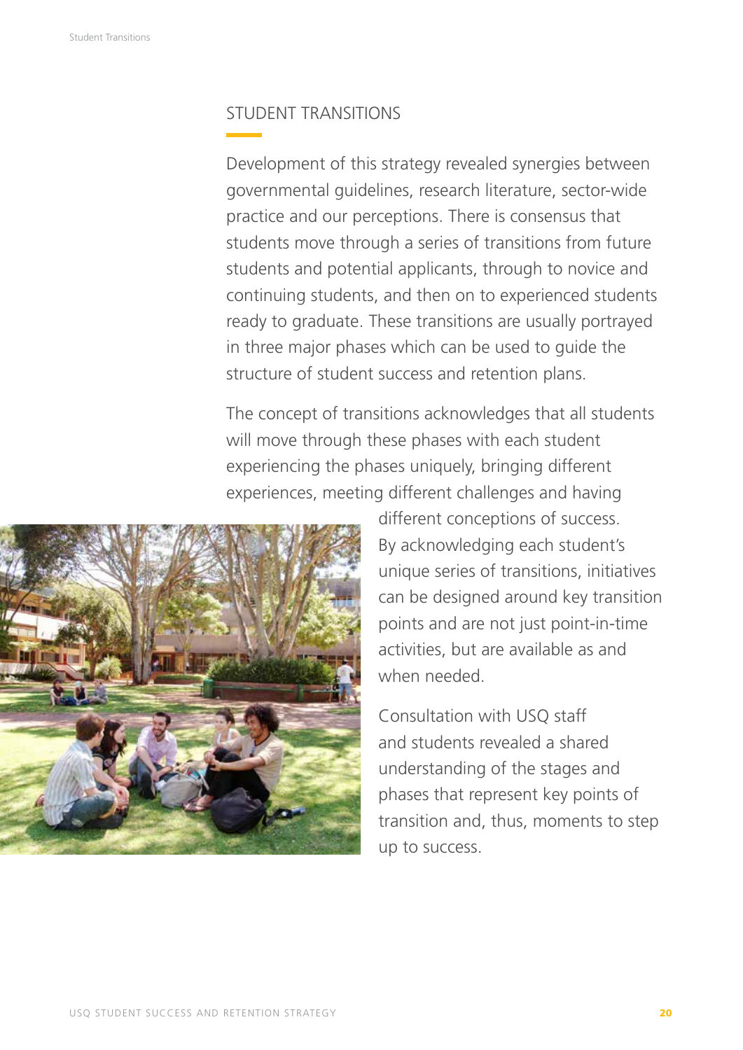## STUDENT TRANSITIONS

Development of this strategy revealed synergies between governmental guidelines, research literature, sector-wide practice and our perceptions. There is consensus that students move through a series of transitions from future students and potential applicants, through to novice and continuing students, and then on to experienced students ready to graduate. These transitions are usually portrayed in three major phases which can be used to guide the structure of student success and retention plans.

The concept of transitions acknowledges that all students will move through these phases with each student experiencing the phases uniquely, bringing different experiences, meeting different challenges and having different conceptions of success. By acknowledging each student's unique series of transitions, initiatives can be designed around key transition points and are not just point-in-time activities, but are available as and when needed.

Consultation with USQ staff and students revealed a shared understanding of the stages and phases that represent key points of transition and, thus, moments to step up to success.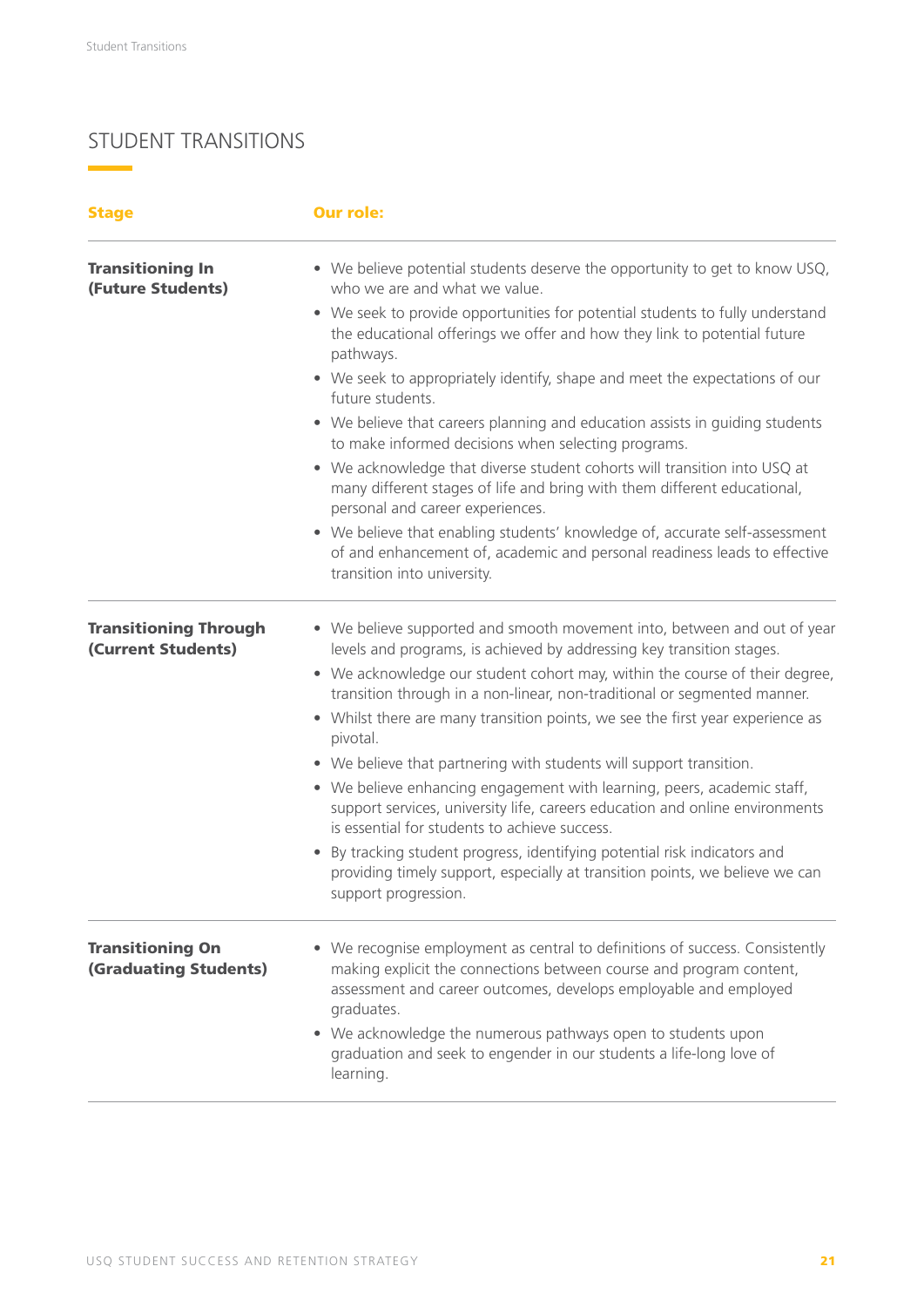# STUDENT TRANSITIONS

| Stage | Our role: |
| --- | --- |
| **Transitioning In (Future Students)** | • We believe potential students deserve the opportunity to get to know USQ, who we are and what we value.<br>• We seek to provide opportunities for potential students to fully understand the educational offerings we offer and how they link to potential future pathways.<br>• We seek to appropriately identify, shape and meet the expectations of our future students.<br>• We believe that careers planning and education assists in guiding students to make informed decisions when selecting programs.<br>• We acknowledge that diverse student cohorts will transition into USQ at many different stages of life and bring with them different educational, personal and career experiences.<br>• We believe that enabling students' knowledge of, accurate self-assessment of and enhancement of, academic and personal readiness leads to effective transition into university. |
| **Transitioning Through (Current Students)** | • We believe supported and smooth movement into, between and out of year levels and programs, is achieved by addressing key transition stages.<br>• We acknowledge our student cohort may, within the course of their degree, transition through in a non-linear, non-traditional or segmented manner.<br>• Whilst there are many transition points, we see the first year experience as pivotal.<br>• We believe that partnering with students will support transition.<br>• We believe enhancing engagement with learning, peers, academic staff, support services, university life, careers education and online environments is essential for students to achieve success.<br>• By tracking student progress, identifying potential risk indicators and providing timely support, especially at transition points, we believe we can support progression. |
| **Transitioning On (Graduating Students)** | • We recognise employment as central to definitions of success. Consistently making explicit the connections between course and program content, assessment and career outcomes, develops employable and employed graduates.<br>• We acknowledge the numerous pathways open to students upon graduation and seek to engender in our students a life-long love of learning. |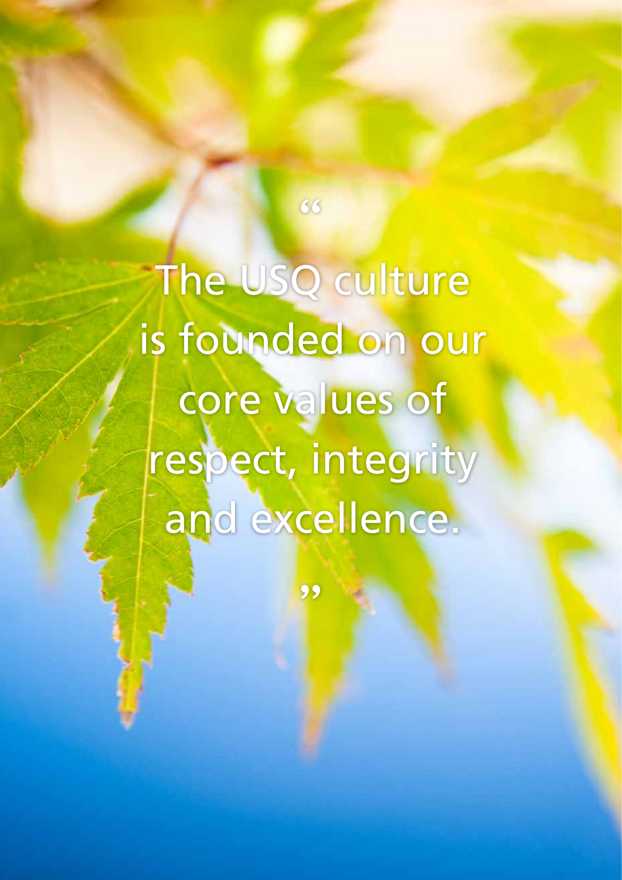"The USQ culture is founded on our core values of respect, integrity and excellence."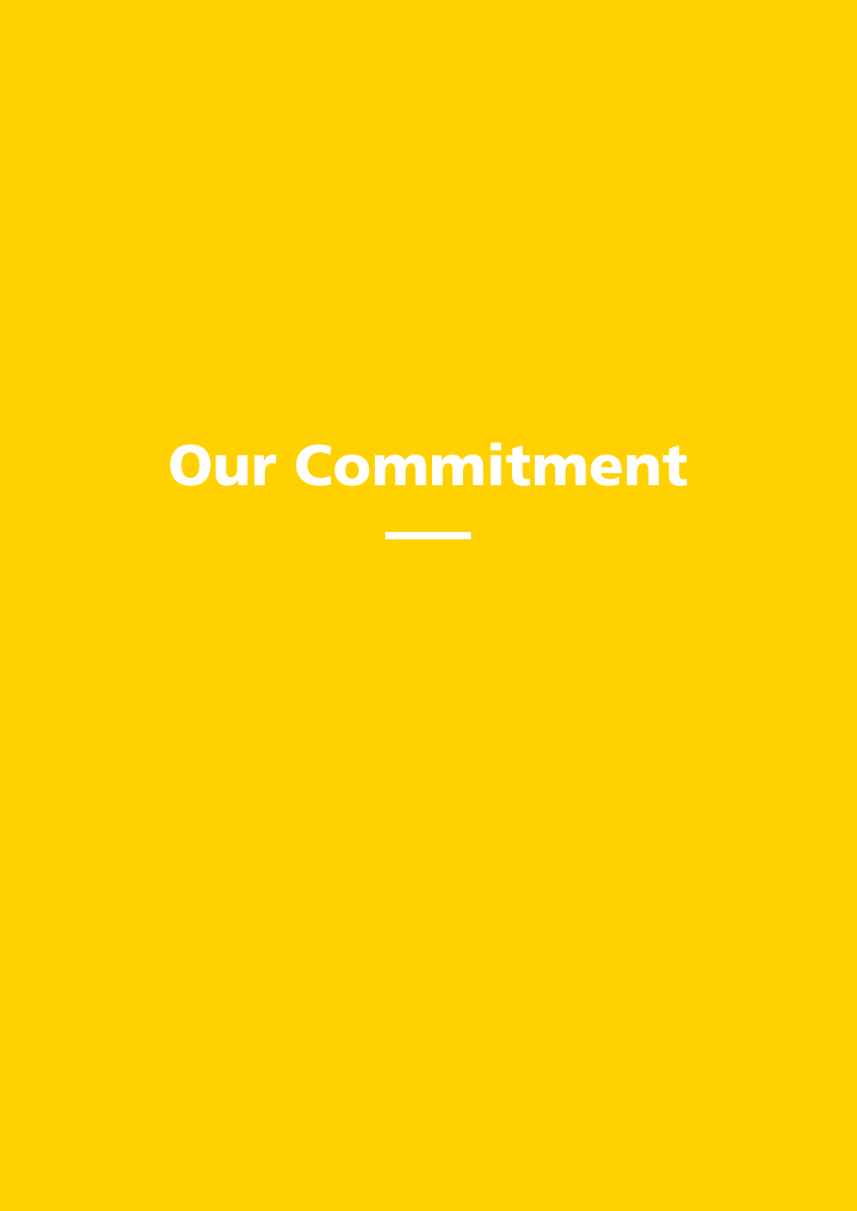# Our Commitment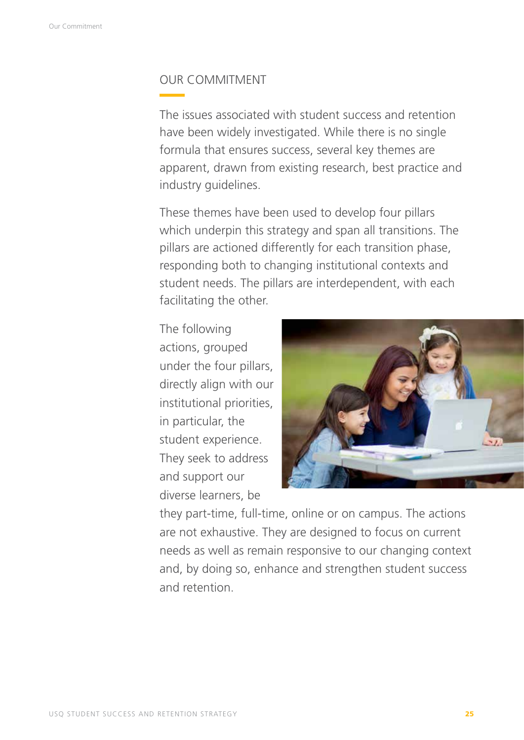## OUR COMMITMENT

The issues associated with student success and retention have been widely investigated. While there is no single formula that ensures success, several key themes are apparent, drawn from existing research, best practice and industry guidelines.

These themes have been used to develop four pillars which underpin this strategy and span all transitions. The pillars are actioned differently for each transition phase, responding both to changing institutional contexts and student needs. The pillars are interdependent, with each facilitating the other.

The following actions, grouped under the four pillars, directly align with our institutional priorities, in particular, the student experience. They seek to address and support our diverse learners, be they part-time, full-time, online or on campus. The actions are not exhaustive. They are designed to focus on current needs as well as remain responsive to our changing context and, by doing so, enhance and strengthen student success and retention.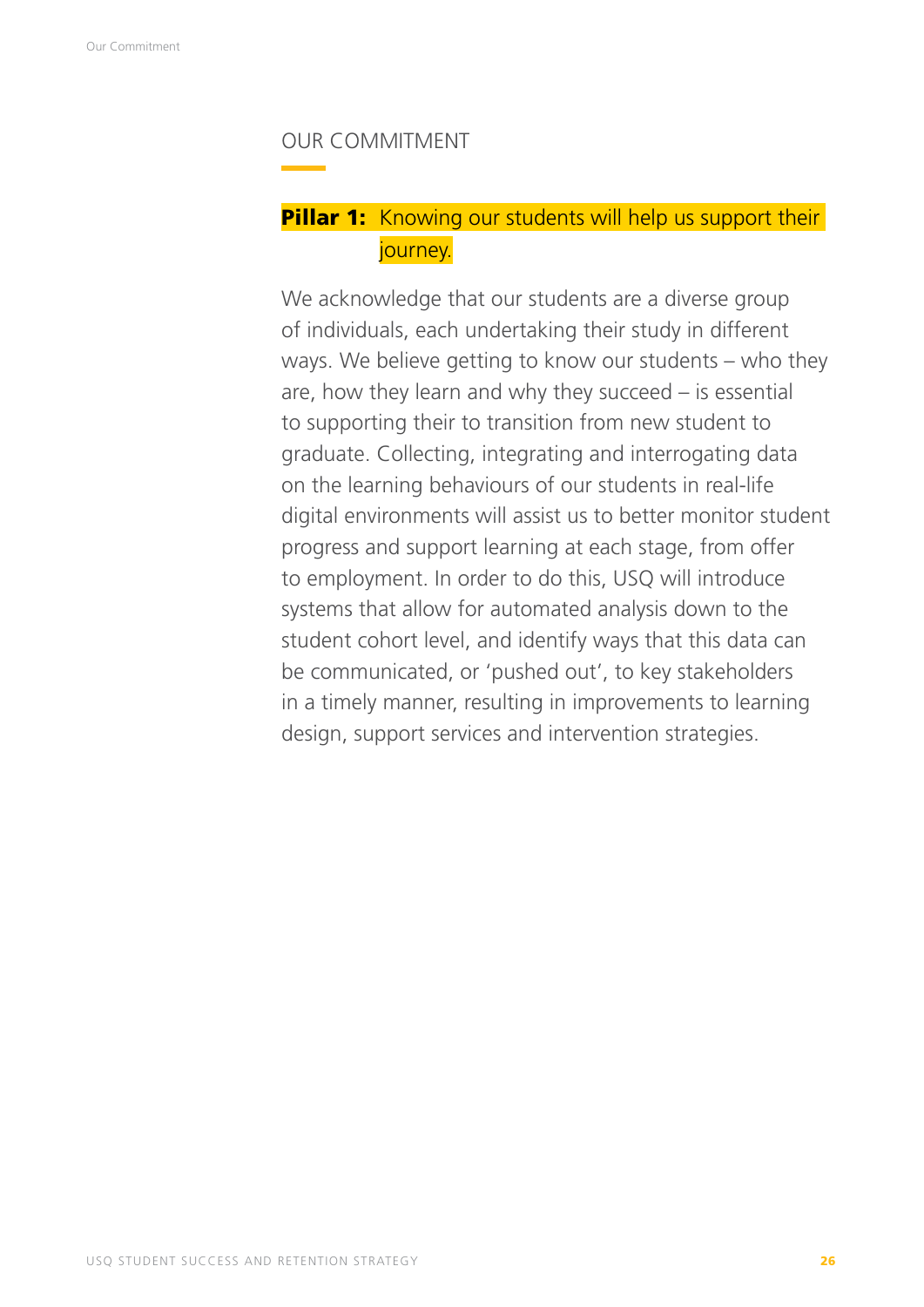## OUR COMMITMENT

### **Pillar 1:** Knowing our students will help us support their journey.

We acknowledge that our students are a diverse group of individuals, each undertaking their study in different ways. We believe getting to know our students – who they are, how they learn and why they succeed – is essential to supporting their to transition from new student to graduate. Collecting, integrating and interrogating data on the learning behaviours of our students in real-life digital environments will assist us to better monitor student progress and support learning at each stage, from offer to employment. In order to do this, USQ will introduce systems that allow for automated analysis down to the student cohort level, and identify ways that this data can be communicated, or 'pushed out', to key stakeholders in a timely manner, resulting in improvements to learning design, support services and intervention strategies.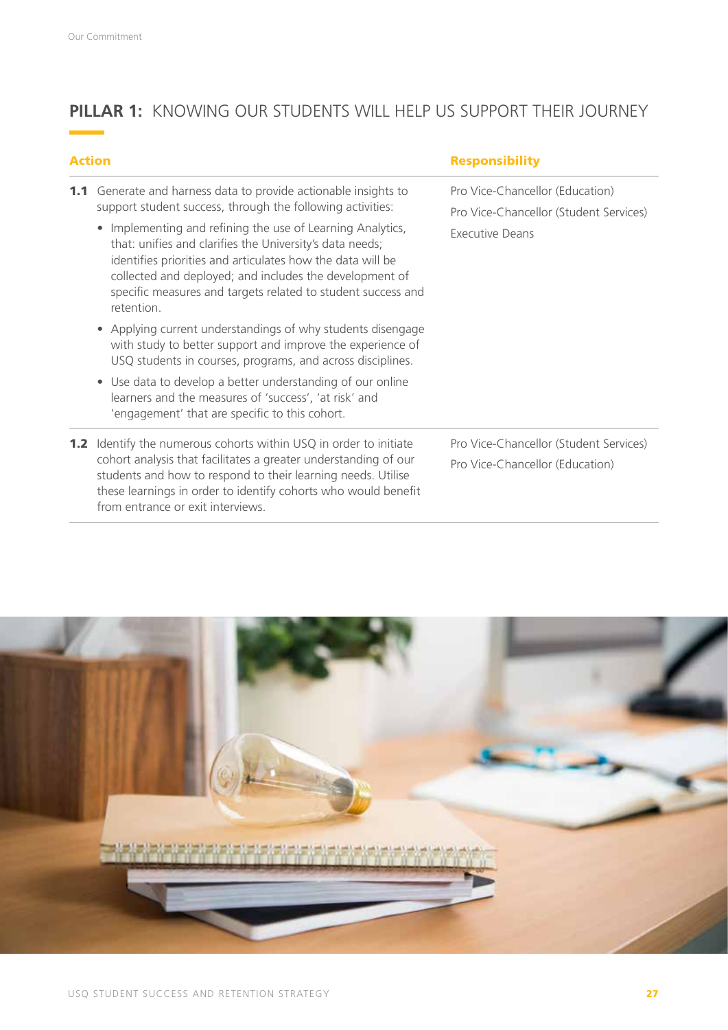## **PILLAR 1:** KNOWING OUR STUDENTS WILL HELP US SUPPORT THEIR JOURNEY

| Action | Responsibility |
|---|---|
| **1.1** Generate and harness data to provide actionable insights to support student success, through the following activities:<br>• Implementing and refining the use of Learning Analytics, that: unifies and clarifies the University's data needs; identifies priorities and articulates how the data will be collected and deployed; and includes the development of specific measures and targets related to student success and retention.<br>• Applying current understandings of why students disengage with study to better support and improve the experience of USQ students in courses, programs, and across disciplines.<br>• Use data to develop a better understanding of our online learners and the measures of 'success', 'at risk' and 'engagement' that are specific to this cohort. | Pro Vice-Chancellor (Education)<br>Pro Vice-Chancellor (Student Services)<br>Executive Deans |
| **1.2** Identify the numerous cohorts within USQ in order to initiate cohort analysis that facilitates a greater understanding of our students and how to respond to their learning needs. Utilise these learnings in order to identify cohorts who would benefit from entrance or exit interviews. | Pro Vice-Chancellor (Student Services)<br>Pro Vice-Chancellor (Education) |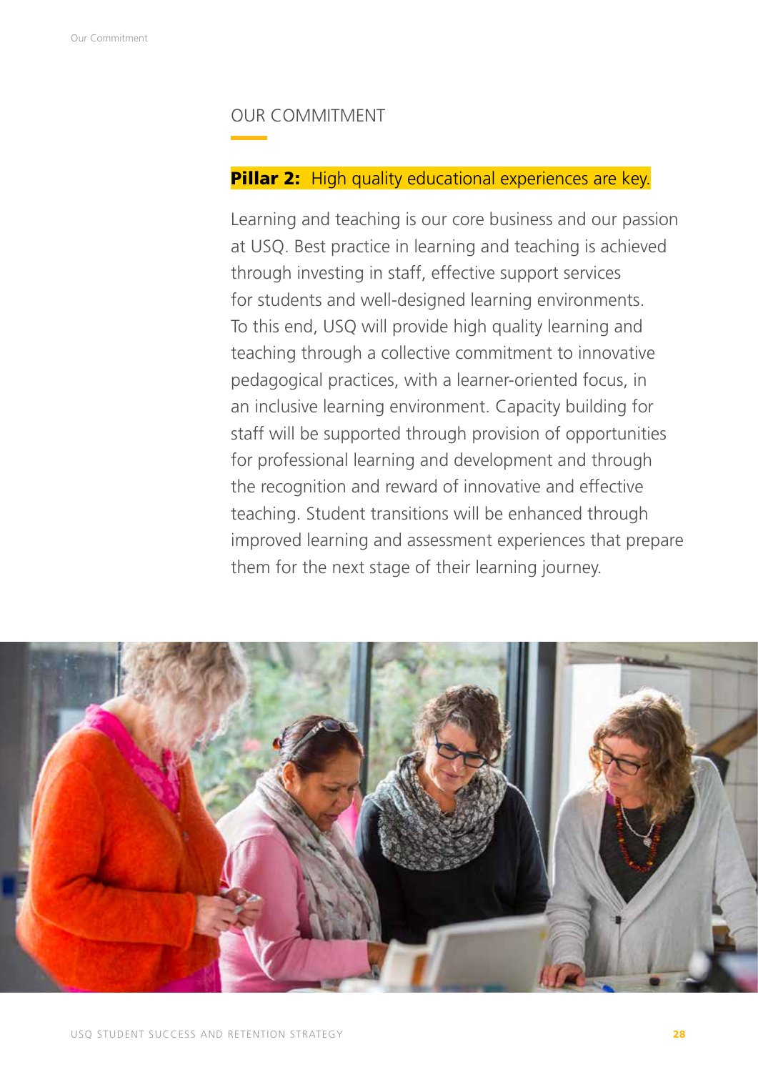## OUR COMMITMENT

**Pillar 2:** High quality educational experiences are key.

Learning and teaching is our core business and our passion at USQ. Best practice in learning and teaching is achieved through investing in staff, effective support services for students and well-designed learning environments. To this end, USQ will provide high quality learning and teaching through a collective commitment to innovative pedagogical practices, with a learner-oriented focus, in an inclusive learning environment. Capacity building for staff will be supported through provision of opportunities for professional learning and development and through the recognition and reward of innovative and effective teaching. Student transitions will be enhanced through improved learning and assessment experiences that prepare them for the next stage of their learning journey.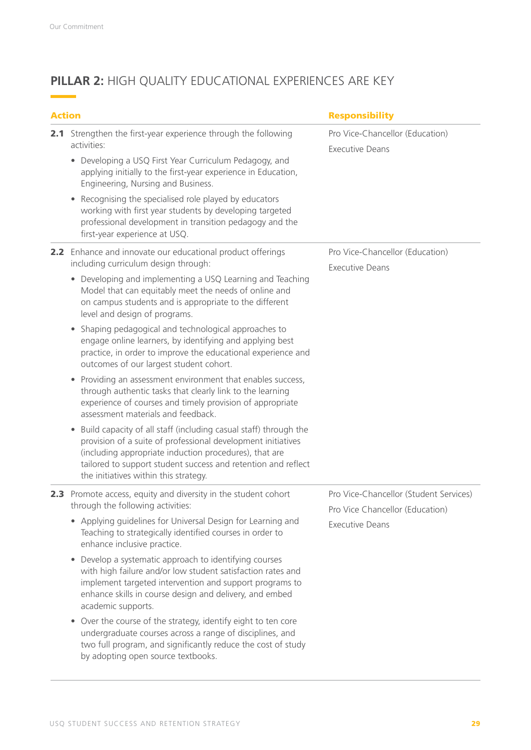## **PILLAR 2:** HIGH QUALITY EDUCATIONAL EXPERIENCES ARE KEY

| Action | Responsibility |
|---|---|
| **2.1** Strengthen the first-year experience through the following activities:<br>• Developing a USQ First Year Curriculum Pedagogy, and applying initially to the first-year experience in Education, Engineering, Nursing and Business.<br>• Recognising the specialised role played by educators working with first year students by developing targeted professional development in transition pedagogy and the first-year experience at USQ. | Pro Vice-Chancellor (Education)<br>Executive Deans |
| **2.2** Enhance and innovate our educational product offerings including curriculum design through:<br>• Developing and implementing a USQ Learning and Teaching Model that can equitably meet the needs of online and on campus students and is appropriate to the different level and design of programs.<br>• Shaping pedagogical and technological approaches to engage online learners, by identifying and applying best practice, in order to improve the educational experience and outcomes of our largest student cohort.<br>• Providing an assessment environment that enables success, through authentic tasks that clearly link to the learning experience of courses and timely provision of appropriate assessment materials and feedback.<br>• Build capacity of all staff (including casual staff) through the provision of a suite of professional development initiatives (including appropriate induction procedures), that are tailored to support student success and retention and reflect the initiatives within this strategy. | Pro Vice-Chancellor (Education)<br>Executive Deans |
| **2.3** Promote access, equity and diversity in the student cohort through the following activities:<br>• Applying guidelines for Universal Design for Learning and Teaching to strategically identified courses in order to enhance inclusive practice.<br>• Develop a systematic approach to identifying courses with high failure and/or low student satisfaction rates and implement targeted intervention and support programs to enhance skills in course design and delivery, and embed academic supports.<br>• Over the course of the strategy, identify eight to ten core undergraduate courses across a range of disciplines, and two full program, and significantly reduce the cost of study by adopting open source textbooks. | Pro Vice-Chancellor (Student Services)<br>Pro Vice Chancellor (Education)<br>Executive Deans |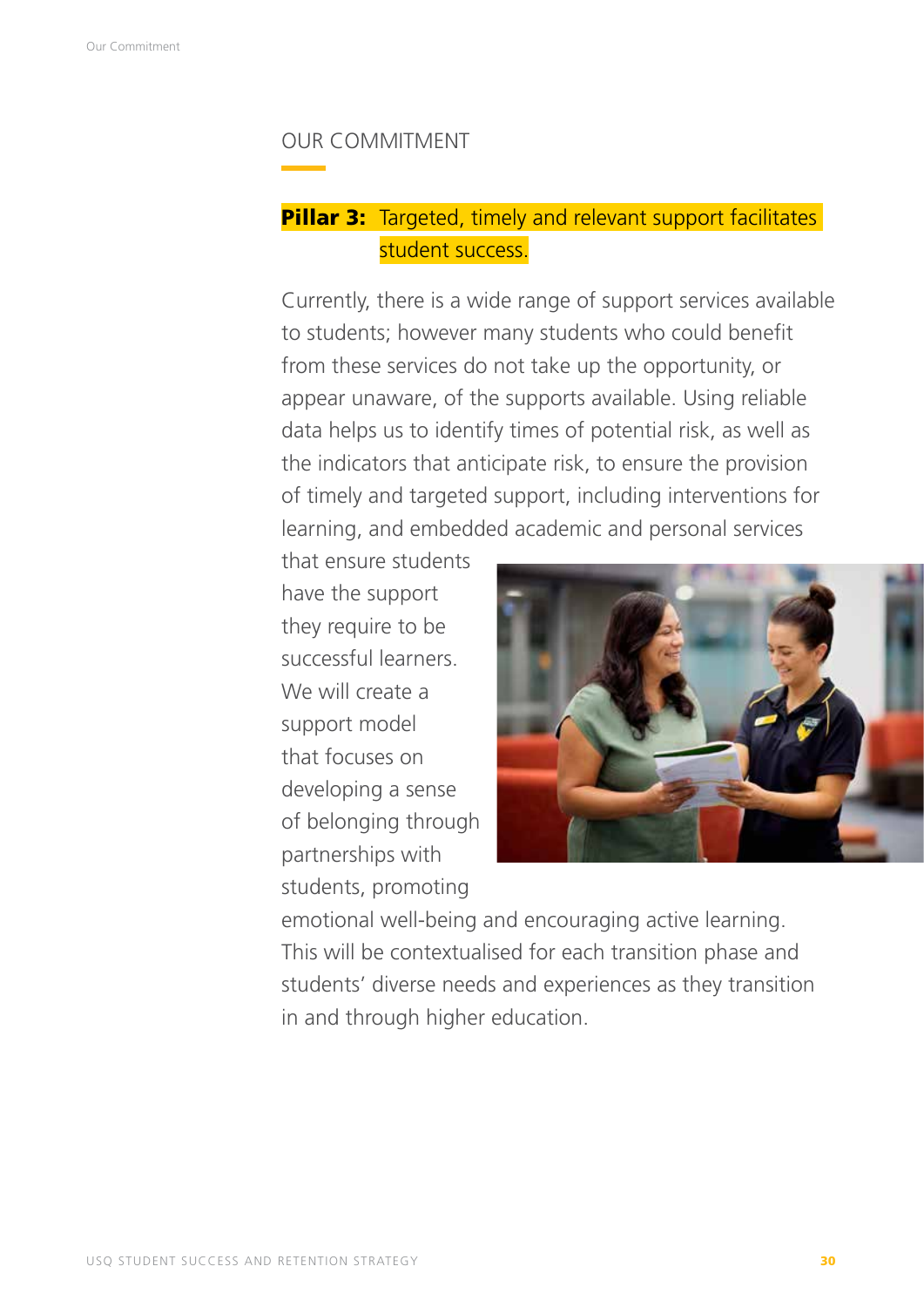## OUR COMMITMENT

### **Pillar 3:** Targeted, timely and relevant support facilitates student success.

Currently, there is a wide range of support services available to students; however many students who could benefit from these services do not take up the opportunity, or appear unaware, of the supports available. Using reliable data helps us to identify times of potential risk, as well as the indicators that anticipate risk, to ensure the provision of timely and targeted support, including interventions for learning, and embedded academic and personal services that ensure students have the support they require to be successful learners. We will create a support model that focuses on developing a sense of belonging through partnerships with students, promoting emotional well-being and encouraging active learning. This will be contextualised for each transition phase and students' diverse needs and experiences as they transition in and through higher education.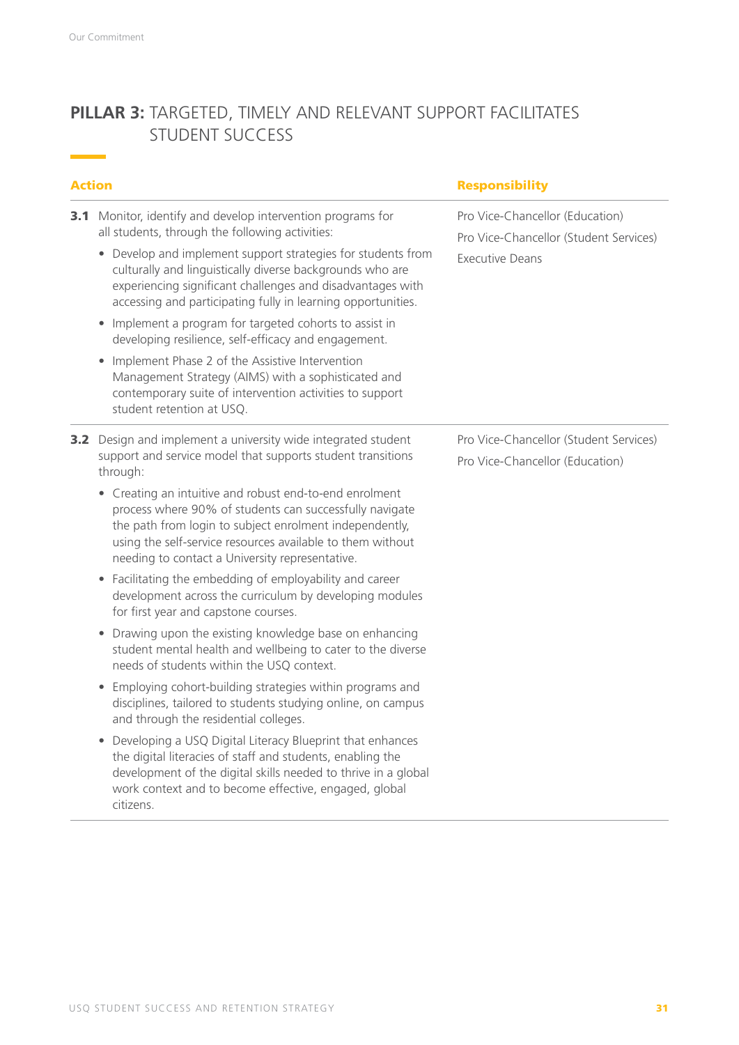## PILLAR 3: TARGETED, TIMELY AND RELEVANT SUPPORT FACILITATES STUDENT SUCCESS

| Action | Responsibility |
|---|---|
| **3.1** Monitor, identify and develop intervention programs for all students, through the following activities:<br>• Develop and implement support strategies for students from culturally and linguistically diverse backgrounds who are experiencing significant challenges and disadvantages with accessing and participating fully in learning opportunities.<br>• Implement a program for targeted cohorts to assist in developing resilience, self-efficacy and engagement.<br>• Implement Phase 2 of the Assistive Intervention Management Strategy (AIMS) with a sophisticated and contemporary suite of intervention activities to support student retention at USQ. | Pro Vice-Chancellor (Education)<br>Pro Vice-Chancellor (Student Services)<br>Executive Deans |
| **3.2** Design and implement a university wide integrated student support and service model that supports student transitions through:<br>• Creating an intuitive and robust end-to-end enrolment process where 90% of students can successfully navigate the path from login to subject enrolment independently, using the self-service resources available to them without needing to contact a University representative.<br>• Facilitating the embedding of employability and career development across the curriculum by developing modules for first year and capstone courses.<br>• Drawing upon the existing knowledge base on enhancing student mental health and wellbeing to cater to the diverse needs of students within the USQ context.<br>• Employing cohort-building strategies within programs and disciplines, tailored to students studying online, on campus and through the residential colleges.<br>• Developing a USQ Digital Literacy Blueprint that enhances the digital literacies of staff and students, enabling the development of the digital skills needed to thrive in a global work context and to become effective, engaged, global citizens. | Pro Vice-Chancellor (Student Services)<br>Pro Vice-Chancellor (Education) |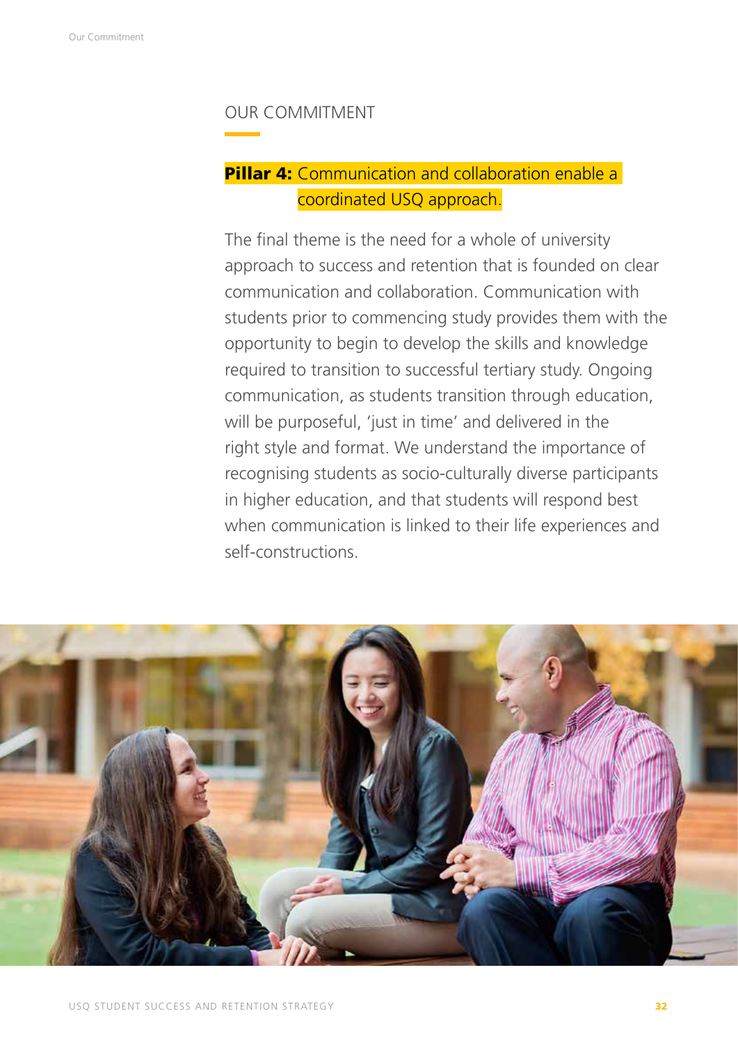## OUR COMMITMENT

**Pillar 4:** Communication and collaboration enable a coordinated USQ approach.

The final theme is the need for a whole of university approach to success and retention that is founded on clear communication and collaboration. Communication with students prior to commencing study provides them with the opportunity to begin to develop the skills and knowledge required to transition to successful tertiary study. Ongoing communication, as students transition through education, will be purposeful, 'just in time' and delivered in the right style and format. We understand the importance of recognising students as socio-culturally diverse participants in higher education, and that students will respond best when communication is linked to their life experiences and self-constructions.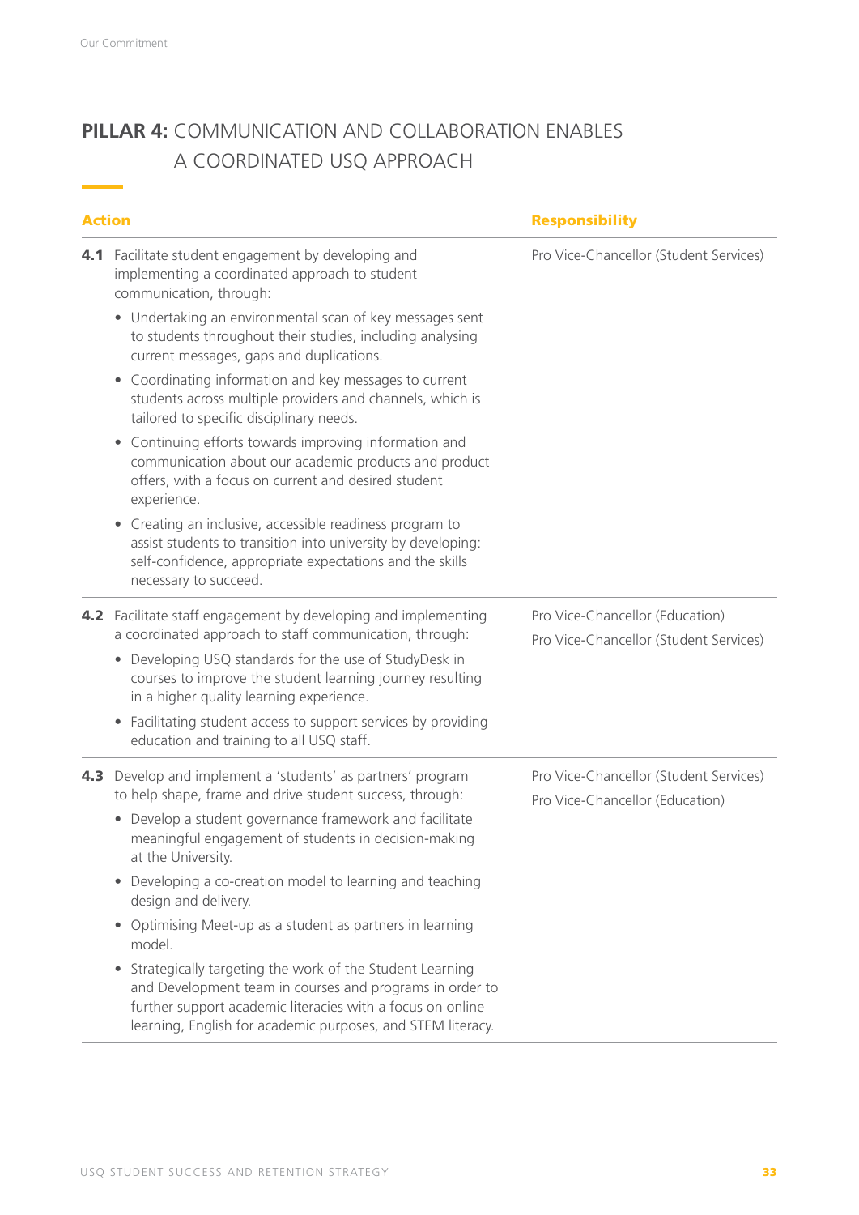## **PILLAR 4:** COMMUNICATION AND COLLABORATION ENABLES A COORDINATED USQ APPROACH

| Action | Responsibility |
|---|---|
| **4.1** Facilitate student engagement by developing and implementing a coordinated approach to student communication, through:<br>• Undertaking an environmental scan of key messages sent to students throughout their studies, including analysing current messages, gaps and duplications.<br>• Coordinating information and key messages to current students across multiple providers and channels, which is tailored to specific disciplinary needs.<br>• Continuing efforts towards improving information and communication about our academic products and product offers, with a focus on current and desired student experience.<br>• Creating an inclusive, accessible readiness program to assist students to transition into university by developing: self-confidence, appropriate expectations and the skills necessary to succeed. | Pro Vice-Chancellor (Student Services) |
| **4.2** Facilitate staff engagement by developing and implementing a coordinated approach to staff communication, through:<br>• Developing USQ standards for the use of StudyDesk in courses to improve the student learning journey resulting in a higher quality learning experience.<br>• Facilitating student access to support services by providing education and training to all USQ staff. | Pro Vice-Chancellor (Education)<br>Pro Vice-Chancellor (Student Services) |
| **4.3** Develop and implement a 'students' as partners' program to help shape, frame and drive student success, through:<br>• Develop a student governance framework and facilitate meaningful engagement of students in decision-making at the University.<br>• Developing a co-creation model to learning and teaching design and delivery.<br>• Optimising Meet-up as a student as partners in learning model.<br>• Strategically targeting the work of the Student Learning and Development team in courses and programs in order to further support academic literacies with a focus on online learning, English for academic purposes, and STEM literacy. | Pro Vice-Chancellor (Student Services)<br>Pro Vice-Chancellor (Education) |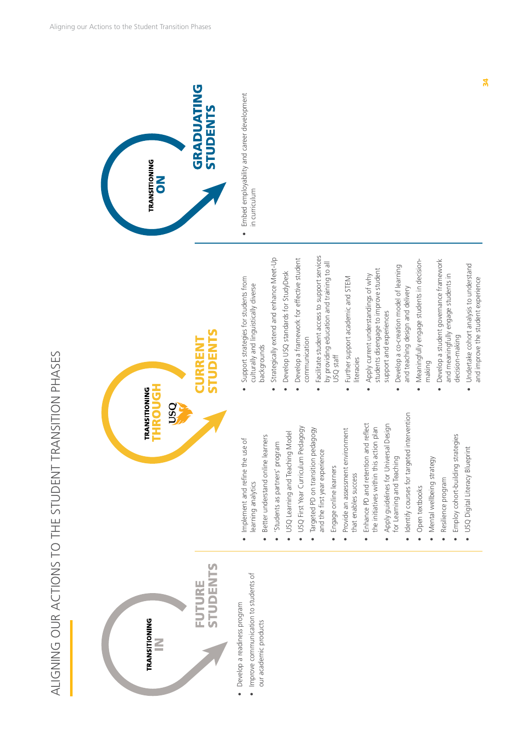# ALIGNING OUR ACTIONS TO THE STUDENT TRANSITION PHASES

## TRANSITIONING IN — FUTURE STUDENTS

- Develop a readiness program
- Improve communication to students of our academic products

## TRANSITIONING THROUGH USQ — CURRENT STUDENTS

- Implement and refine the use of learning analytics
- Better understand online learners
- 'Students as partners' program
- USQ Learning and Teaching Model
- USQ First Year Curriculum Pedagogy
- Targeted PD on transition pedagogy and the first year experience
- Engage online learners
- Provide an assessment environment that enables success
- Enhance PD and retention and reflect the initiatives within this action plan
- Apply guidelines for Universal Design for Learning and Teaching
- Identify courses for targeted intervention
- Open textbooks
- Mental wellbeing strategy
- Resilience program
- Employ cohort-building strategies
- USQ Digital Literacy Blueprint
- Support strategies for students from culturally and linguistically diverse backgrounds
- Strategically extend and enhance Meet-Up
- Develop USQ standards for StudyDesk
- Develop a framework for effective student communication
- Facilitate student access to support services by providing education and training to all USQ staff
- Further support academic and STEM literacies
- Apply current understandings of why students disengage to improve student support and experiences
- Develop a co-creation model of learning and teaching design and delivery
- Meaningfully engage students in decision-making
- Develop a student governance framework and meaningfully engage students in decision-making
- Undertake cohort analysis to understand and improve the student experience

## TRANSITIONING ON — GRADUATING STUDENTS

- Embed employability and career development in curriculum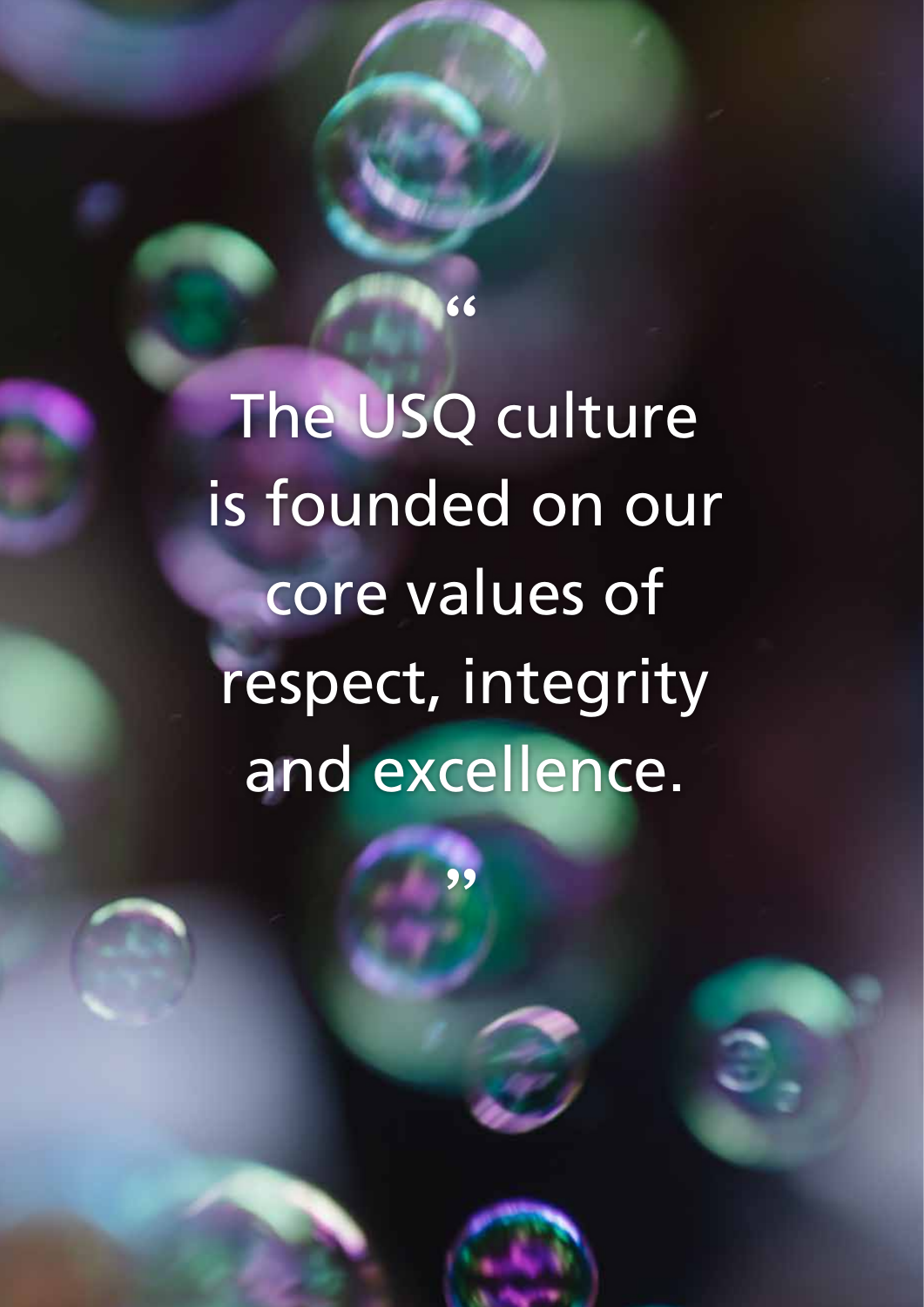"The USQ culture is founded on our core values of respect, integrity and excellence."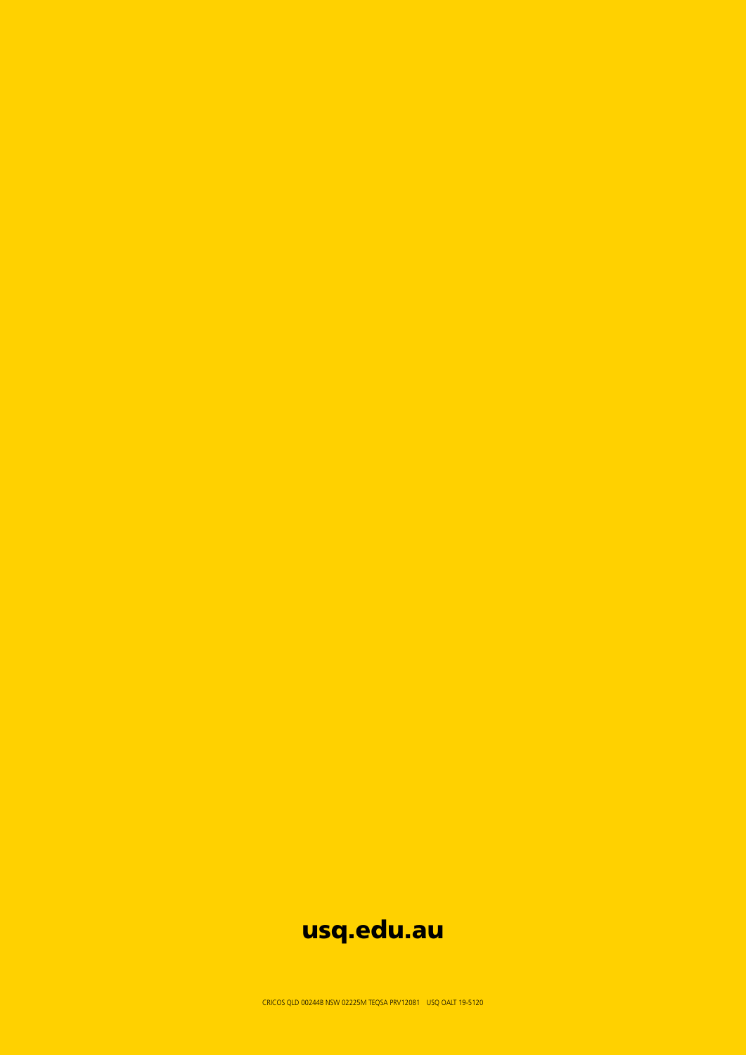**usq.edu.au**

CRICOS QLD 00244B NSW 02225M TEQSA PRV12081 USQ OALT 19-5120